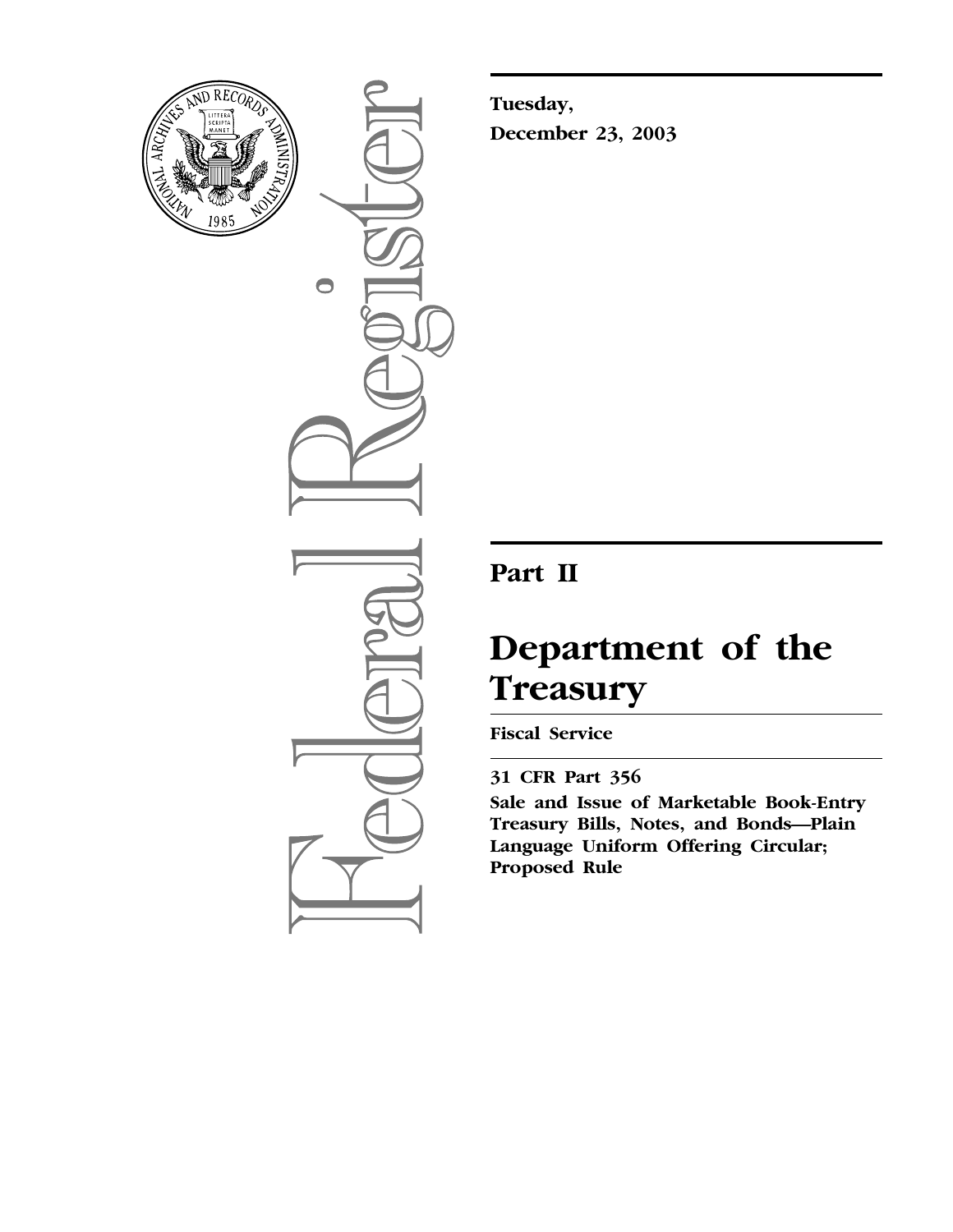**Tuesday,**

**December 23, 2003**

# Part II

# Department of the Treasury

**Fiscal Service**

**31 CFR Part 356**

**Sale and Issue of Marketable Book-Entry Treasury Bills, Notes, and Bonds—Plain Language Uniform Offering Circular; Proposed Rule**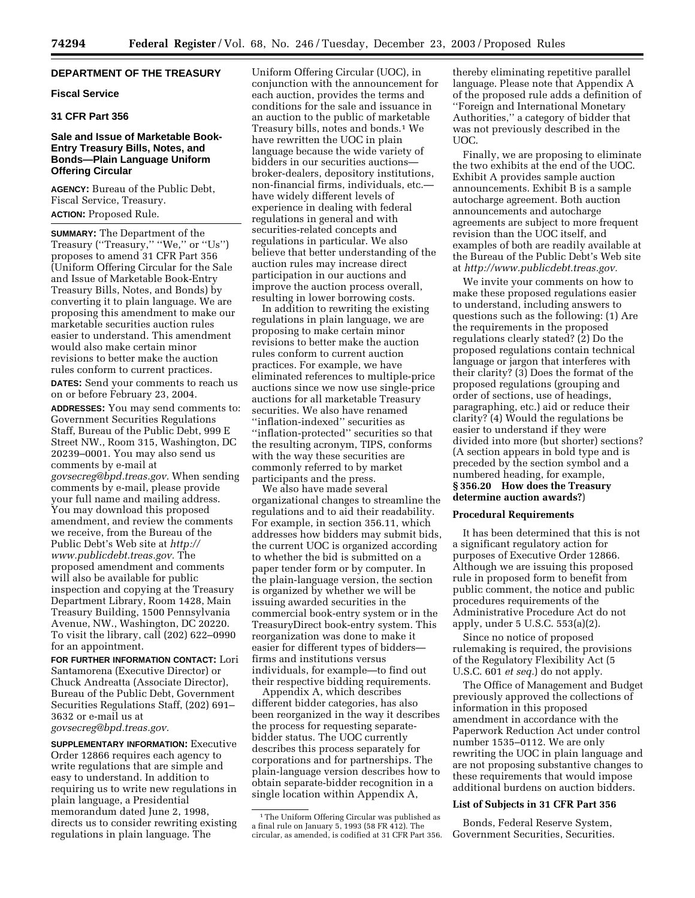## DEPARTMENT OF THE TREASURY

### Fiscal Service

### 31 CFR Part 356

### Sale and Issue of Marketable Book-Entry Treasury Bills, Notes, and Bonds—Plain Language Uniform Offering Circular

**AGENCY:** Bureau of the Public Debt, Fiscal Service, Treasury.

**ACTION:** Proposed Rule.

**SUMMARY:** The Department of the Treasury (''Treasury,'' ''We,'' or ''Us'') proposes to amend 31 CFR Part 356 (Uniform Offering Circular for the Sale and Issue of Marketable Book-Entry Treasury Bills, Notes, and Bonds) by converting it to plain language. We are proposing this amendment to make our marketable securities auction rules easier to understand. This amendment would also make certain minor revisions to better make the auction rules conform to current practices.

**DATES:** Send your comments to reach us on or before February 23, 2004.

**ADDRESSES:** You may send comments to: Government Securities Regulations Staff, Bureau of the Public Debt, 999 E Street NW., Room 315, Washington, DC 20239–0001. You may also send us comments by e-mail at *govsecreg@bpd.treas.gov.* When sending comments by e-mail, please provide your full name and mailing address. You may download this proposed amendment, and review the comments we receive, from the Bureau of the Public Debt's Web site at *http://www.publicdebt.treas.gov.* The proposed amendment and comments will also be available for public inspection and copying at the Treasury Department Library, Room 1428, Main Treasury Building, 1500 Pennsylvania Avenue, NW., Washington, DC 20220. To visit the library, call (202) 622–0990 for an appointment.

**FOR FURTHER INFORMATION CONTACT:** Lori Santamorena (Executive Director) or Chuck Andreatta (Associate Director), Bureau of the Public Debt, Government Securities Regulations Staff, (202) 691–3632 or e-mail us at *govsecreg@bpd.treas.gov.*

**SUPPLEMENTARY INFORMATION:** Executive Order 12866 requires each agency to write regulations that are simple and easy to understand. In addition to requiring us to write new regulations in plain language, a Presidential memorandum dated June 2, 1998, directs us to consider rewriting existing regulations in plain language. The Uniform Offering Circular (UOC), in conjunction with the announcement for each auction, provides the terms and conditions for the sale and issuance in an auction to the public of marketable Treasury bills, notes and bonds.[1] We have rewritten the UOC in plain language because the wide variety of bidders in our securities auctions—broker-dealers, depository institutions, non-financial firms, individuals, etc.—have widely different levels of experience in dealing with federal regulations in general and with securities-related concepts and regulations in particular. We also believe that better understanding of the auction rules may increase direct participation in our auctions and improve the auction process overall, resulting in lower borrowing costs.

In addition to rewriting the existing regulations in plain language, we are proposing to make certain minor revisions to better make the auction rules conform to current auction practices. For example, we have eliminated references to multiple-price auctions since we now use single-price auctions for all marketable Treasury securities. We also have renamed ''inflation-indexed'' securities as ''inflation-protected'' securities so that the resulting acronym, TIPS, conforms with the way these securities are commonly referred to by market participants and the press.

We also have made several organizational changes to streamline the regulations and to aid their readability. For example, in section 356.11, which addresses how bidders may submit bids, the current UOC is organized according to whether the bid is submitted on a paper tender form or by computer. In the plain-language version, the section is organized by whether we will be issuing awarded securities in the commercial book-entry system or in the TreasuryDirect book-entry system. This reorganization was done to make it easier for different types of bidders—firms and institutions versus individuals, for example—to find out their respective bidding requirements.

Appendix A, which describes different bidder categories, has also been reorganized in the way it describes the process for requesting separate-bidder status. The UOC currently describes this process separately for corporations and for partnerships. The plain-language version describes how to obtain separate-bidder recognition in a single location within Appendix A, thereby eliminating repetitive parallel language. Please note that Appendix A of the proposed rule adds a definition of ''Foreign and International Monetary Authorities,'' a category of bidder that was not previously described in the UOC.

Finally, we are proposing to eliminate the two exhibits at the end of the UOC. Exhibit A provides sample auction announcements. Exhibit B is a sample autocharge agreement. Both auction announcements and autocharge agreements are subject to more frequent revision than the UOC itself, and examples of both are readily available at the Bureau of the Public Debt's Web site at *http://www.publicdebt.treas.gov.*

We invite your comments on how to make these proposed regulations easier to understand, including answers to questions such as the following: (1) Are the requirements in the proposed regulations clearly stated? (2) Do the proposed regulations contain technical language or jargon that interferes with their clarity? (3) Does the format of the proposed regulations (grouping and order of sections, use of headings, paragraphing, etc.) aid or reduce their clarity? (4) Would the regulations be easier to understand if they were divided into more (but shorter) sections? (A section appears in bold type and is preceded by the section symbol and a numbered heading, for example, **§ 356.20 How does the Treasury determine auction awards?**)

### Procedural Requirements

It has been determined that this is not a significant regulatory action for purposes of Executive Order 12866. Although we are issuing this proposed rule in proposed form to benefit from public comment, the notice and public procedures requirements of the Administrative Procedure Act do not apply, under 5 U.S.C. 553(a)(2).

Since no notice of proposed rulemaking is required, the provisions of the Regulatory Flexibility Act (5 U.S.C. 601 *et seq.*) do not apply.

The Office of Management and Budget previously approved the collections of information in this proposed amendment in accordance with the Paperwork Reduction Act under control number 1535–0112. We are only rewriting the UOC in plain language and are not proposing substantive changes to these requirements that would impose additional burdens on auction bidders.

### List of Subjects in 31 CFR Part 356

Bonds, Federal Reserve System, Government Securities, Securities.

[1] The Uniform Offering Circular was published as a final rule on January 5, 1993 (58 FR 412). The circular, as amended, is codified at 31 CFR Part 356.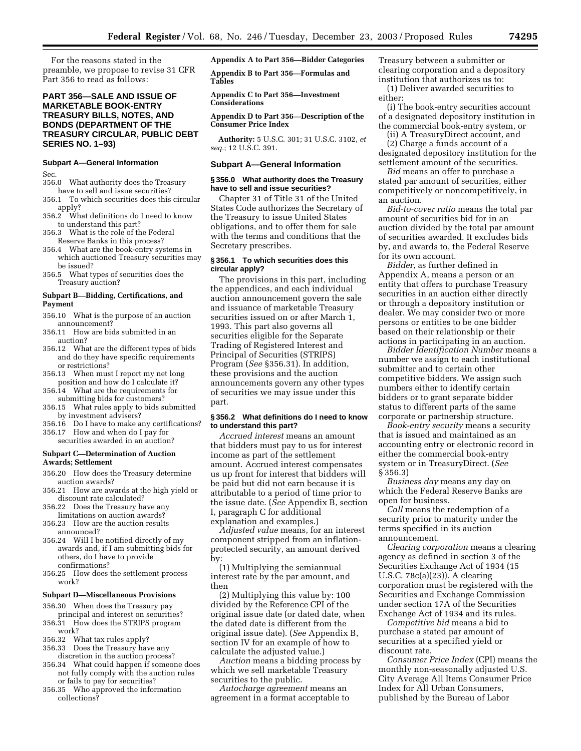For the reasons stated in the preamble, we propose to revise 31 CFR Part 356 to read as follows:

## PART 356—SALE AND ISSUE OF MARKETABLE BOOK-ENTRY TREASURY BILLS, NOTES, AND BONDS (DEPARTMENT OF THE TREASURY CIRCULAR, PUBLIC DEBT SERIES NO. 1–93)

### Subpart A—General Information

Sec.

356.0 What authority does the Treasury have to sell and issue securities?

356.1 To which securities does this circular apply?

356.2 What definitions do I need to know to understand this part?

356.3 What is the role of the Federal Reserve Banks in this process?

356.4 What are the book-entry systems in which auctioned Treasury securities may be issued?

356.5 What types of securities does the Treasury auction?

### Subpart B—Bidding, Certifications, and Payment

356.10 What is the purpose of an auction announcement?

356.11 How are bids submitted in an auction?

356.12 What are the different types of bids and do they have specific requirements or restrictions?

356.13 When must I report my net long position and how do I calculate it?

356.14 What are the requirements for submitting bids for customers?

356.15 What rules apply to bids submitted by investment advisers?

356.16 Do I have to make any certifications?

356.17 How and when do I pay for securities awarded in an auction?

### Subpart C—Determination of Auction Awards; Settlement

356.20 How does the Treasury determine auction awards?

356.21 How are awards at the high yield or discount rate calculated?

356.22 Does the Treasury have any limitations on auction awards?

356.23 How are the auction results announced?

356.24 Will I be notified directly of my awards and, if I am submitting bids for others, do I have to provide confirmations?

356.25 How does the settlement process work?

### Subpart D—Miscellaneous Provisions

356.30 When does the Treasury pay principal and interest on securities?

356.31 How does the STRIPS program work?

356.32 What tax rules apply?

356.33 Does the Treasury have any discretion in the auction process?

356.34 What could happen if someone does not fully comply with the auction rules or fails to pay for securities?

356.35 Who approved the information collections?

**Appendix A to Part 356—Bidder Categories**

**Appendix B to Part 356—Formulas and Tables**

**Appendix C to Part 356—Investment Considerations**

**Appendix D to Part 356—Description of the Consumer Price Index**

**Authority:** 5 U.S.C. 301; 31 U.S.C. 3102, *et seq.*; 12 U.S.C. 391.

### Subpart A—General Information

#### § 356.0 What authority does the Treasury have to sell and issue securities?

Chapter 31 of Title 31 of the United States Code authorizes the Secretary of the Treasury to issue United States obligations, and to offer them for sale with the terms and conditions that the Secretary prescribes.

#### § 356.1 To which securities does this circular apply?

The provisions in this part, including the appendices, and each individual auction announcement govern the sale and issuance of marketable Treasury securities issued on or after March 1, 1993. This part also governs all securities eligible for the Separate Trading of Registered Interest and Principal of Securities (STRIPS) Program (*See* §356.31). In addition, these provisions and the auction announcements govern any other types of securities we may issue under this part.

#### § 356.2 What definitions do I need to know to understand this part?

*Accrued interest* means an amount that bidders must pay to us for interest income as part of the settlement amount. Accrued interest compensates us up front for interest that bidders will be paid but did not earn because it is attributable to a period of time prior to the issue date. (*See* Appendix B, section I, paragraph C for additional explanation and examples.)

*Adjusted value* means, for an interest component stripped from an inflation-protected security, an amount derived by:

(1) Multiplying the semiannual interest rate by the par amount, and then

(2) Multiplying this value by: 100 divided by the Reference CPI of the original issue date (or dated date, when the dated date is different from the original issue date). (*See* Appendix B, section IV for an example of how to calculate the adjusted value.)

*Auction* means a bidding process by which we sell marketable Treasury securities to the public.

*Autocharge agreement* means an agreement in a format acceptable to Treasury between a submitter or clearing corporation and a depository institution that authorizes us to:

(1) Deliver awarded securities to either:

(i) The book-entry securities account of a designated depository institution in the commercial book-entry system, or

(ii) A TreasuryDirect account, and

(2) Charge a funds account of a designated depository institution for the settlement amount of the securities.

*Bid* means an offer to purchase a stated par amount of securities, either competitively or noncompetitively, in an auction.

*Bid-to-cover ratio* means the total par amount of securities bid for in an auction divided by the total par amount of securities awarded. It excludes bids by, and awards to, the Federal Reserve for its own account.

*Bidder*, as further defined in Appendix A, means a person or an entity that offers to purchase Treasury securities in an auction either directly or through a depository institution or dealer. We may consider two or more persons or entities to be one bidder based on their relationship or their actions in participating in an auction.

*Bidder Identification Number* means a number we assign to each institutional submitter and to certain other competitive bidders. We assign such numbers either to identify certain bidders or to grant separate bidder status to different parts of the same corporate or partnership structure.

*Book-entry security* means a security that is issued and maintained as an accounting entry or electronic record in either the commercial book-entry system or in TreasuryDirect. (*See* § 356.3)

*Business day* means any day on which the Federal Reserve Banks are open for business.

*Call* means the redemption of a security prior to maturity under the terms specified in its auction announcement.

*Clearing corporation* means a clearing agency as defined in section 3 of the Securities Exchange Act of 1934 (15 U.S.C. 78c(a)(23)). A clearing corporation must be registered with the Securities and Exchange Commission under section 17A of the Securities Exchange Act of 1934 and its rules.

*Competitive bid* means a bid to purchase a stated par amount of securities at a specified yield or discount rate.

*Consumer Price Index* (CPI) means the monthly non-seasonally adjusted U.S. City Average All Items Consumer Price Index for All Urban Consumers, published by the Bureau of Labor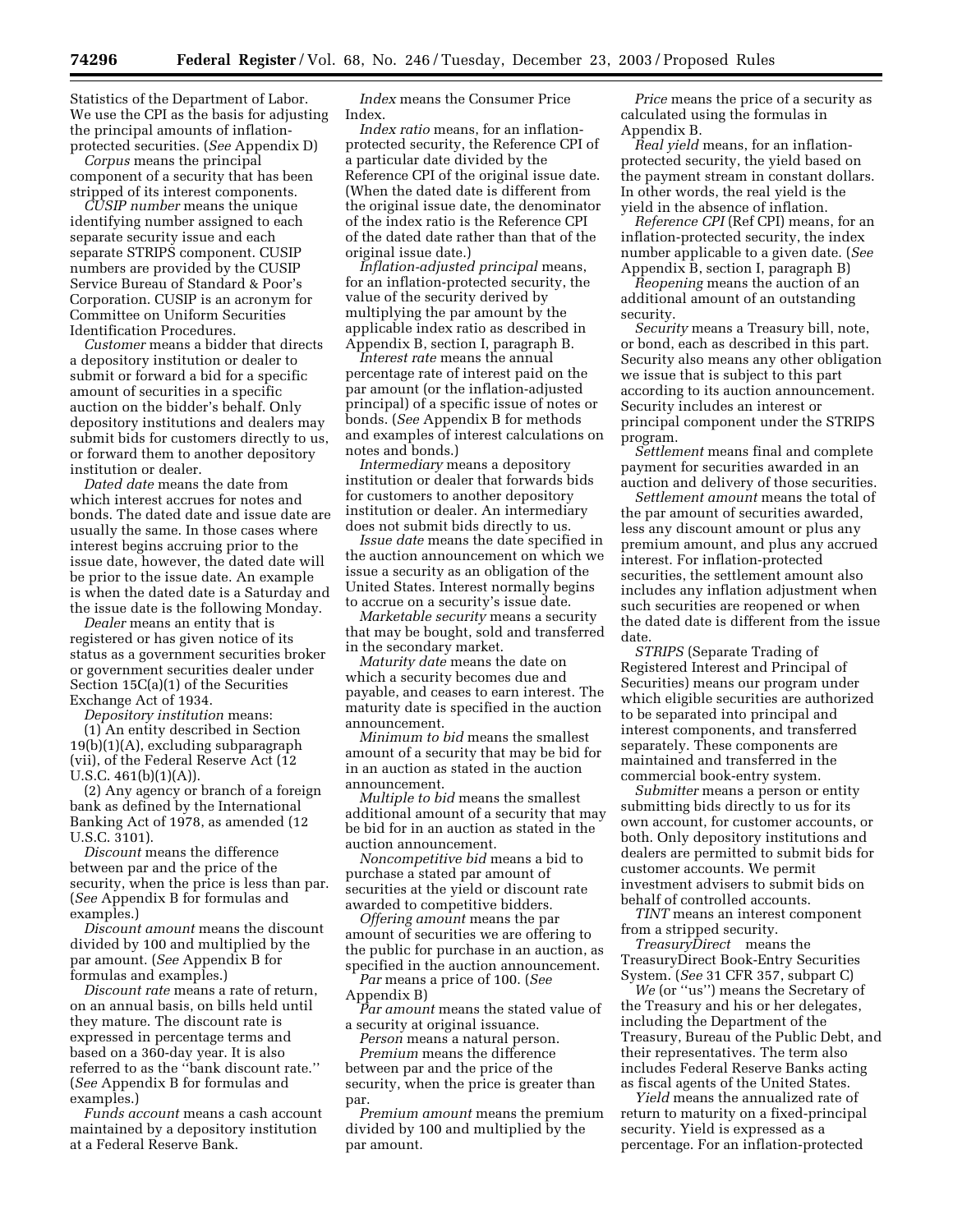Statistics of the Department of Labor. We use the CPI as the basis for adjusting the principal amounts of inflation-protected securities. (*See* Appendix D)

*Corpus* means the principal component of a security that has been stripped of its interest components.

*CUSIP number* means the unique identifying number assigned to each separate security issue and each separate STRIPS component. CUSIP numbers are provided by the CUSIP Service Bureau of Standard & Poor's Corporation. CUSIP is an acronym for Committee on Uniform Securities Identification Procedures.

*Customer* means a bidder that directs a depository institution or dealer to submit or forward a bid for a specific amount of securities in a specific auction on the bidder's behalf. Only depository institutions and dealers may submit bids for customers directly to us, or forward them to another depository institution or dealer.

*Dated date* means the date from which interest accrues for notes and bonds. The dated date and issue date are usually the same. In those cases where interest begins accruing prior to the issue date, however, the dated date will be prior to the issue date. An example is when the dated date is a Saturday and the issue date is the following Monday.

*Dealer* means an entity that is registered or has given notice of its status as a government securities broker or government securities dealer under Section 15C(a)(1) of the Securities Exchange Act of 1934.

*Depository institution* means:

(1) An entity described in Section 19(b)(1)(A), excluding subparagraph (vii), of the Federal Reserve Act (12 U.S.C. 461(b)(1)(A)).

(2) Any agency or branch of a foreign bank as defined by the International Banking Act of 1978, as amended (12 U.S.C. 3101).

*Discount* means the difference between par and the price of the security, when the price is less than par. (*See* Appendix B for formulas and examples.)

*Discount amount* means the discount divided by 100 and multiplied by the par amount. (*See* Appendix B for formulas and examples.)

*Discount rate* means a rate of return, on an annual basis, on bills held until they mature. The discount rate is expressed in percentage terms and based on a 360-day year. It is also referred to as the "bank discount rate." (*See* Appendix B for formulas and examples.)

*Funds account* means a cash account maintained by a depository institution at a Federal Reserve Bank.

*Index* means the Consumer Price Index.

*Index ratio* means, for an inflation-protected security, the Reference CPI of a particular date divided by the Reference CPI of the original issue date. (When the dated date is different from the original issue date, the denominator of the index ratio is the Reference CPI of the dated date rather than that of the original issue date.)

*Inflation-adjusted principal* means, for an inflation-protected security, the value of the security derived by multiplying the par amount by the applicable index ratio as described in Appendix B, section I, paragraph B.

*Interest rate* means the annual percentage rate of interest paid on the par amount (or the inflation-adjusted principal) of a specific issue of notes or bonds. (*See* Appendix B for methods and examples of interest calculations on notes and bonds.)

*Intermediary* means a depository institution or dealer that forwards bids for customers to another depository institution or dealer. An intermediary does not submit bids directly to us.

*Issue date* means the date specified in the auction announcement on which we issue a security as an obligation of the United States. Interest normally begins to accrue on a security's issue date.

*Marketable security* means a security that may be bought, sold and transferred in the secondary market.

*Maturity date* means the date on which a security becomes due and payable, and ceases to earn interest. The maturity date is specified in the auction announcement.

*Minimum to bid* means the smallest amount of a security that may be bid for in an auction as stated in the auction announcement.

*Multiple to bid* means the smallest additional amount of a security that may be bid for in an auction as stated in the auction announcement.

*Noncompetitive bid* means a bid to purchase a stated par amount of securities at the yield or discount rate awarded to competitive bidders.

*Offering amount* means the par amount of securities we are offering to the public for purchase in an auction, as specified in the auction announcement.

*Par* means a price of 100. (*See* Appendix B)

*Par amount* means the stated value of a security at original issuance.

*Person* means a natural person.

*Premium* means the difference between par and the price of the security, when the price is greater than par.

*Premium amount* means the premium divided by 100 and multiplied by the par amount.

*Price* means the price of a security as calculated using the formulas in Appendix B.

*Real yield* means, for an inflation-protected security, the yield based on the payment stream in constant dollars. In other words, the real yield is the yield in the absence of inflation.

*Reference CPI* (Ref CPI) means, for an inflation-protected security, the index number applicable to a given date. (*See* Appendix B, section I, paragraph B)

*Reopening* means the auction of an additional amount of an outstanding security.

*Security* means a Treasury bill, note, or bond, each as described in this part. Security also means any other obligation we issue that is subject to this part according to its auction announcement. Security includes an interest or principal component under the STRIPS program.

*Settlement* means final and complete payment for securities awarded in an auction and delivery of those securities.

*Settlement amount* means the total of the par amount of securities awarded, less any discount amount or plus any premium amount, and plus any accrued interest. For inflation-protected securities, the settlement amount also includes any inflation adjustment when such securities are reopened or when the dated date is different from the issue date.

*STRIPS* (Separate Trading of Registered Interest and Principal of Securities) means our program under which eligible securities are authorized to be separated into principal and interest components, and transferred separately. These components are maintained and transferred in the commercial book-entry system.

*Submitter* means a person or entity submitting bids directly to us for its own account, for customer accounts, or both. Only depository institutions and dealers are permitted to submit bids for customer accounts. We permit investment advisers to submit bids on behalf of controlled accounts.

*TINT* means an interest component from a stripped security.

*TreasuryDirect* means the TreasuryDirect Book-Entry Securities System. (*See* 31 CFR 357, subpart C)

*We* (or "us") means the Secretary of the Treasury and his or her delegates, including the Department of the Treasury, Bureau of the Public Debt, and their representatives. The term also includes Federal Reserve Banks acting as fiscal agents of the United States.

*Yield* means the annualized rate of return to maturity on a fixed-principal security. Yield is expressed as a percentage. For an inflation-protected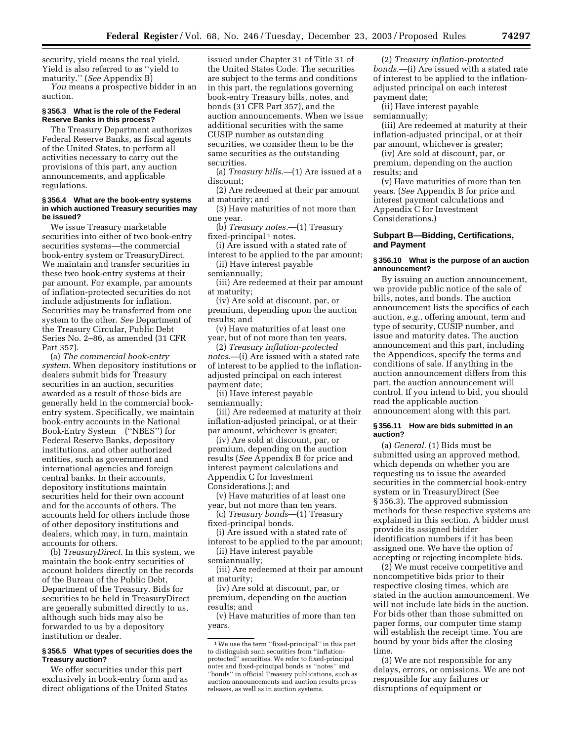security, yield means the real yield. Yield is also referred to as ''yield to maturity.'' (*See* Appendix B)

*You* means a prospective bidder in an auction.

### § 356.3 What is the role of the Federal Reserve Banks in this process?

The Treasury Department authorizes Federal Reserve Banks, as fiscal agents of the United States, to perform all activities necessary to carry out the provisions of this part, any auction announcements, and applicable regulations.

### § 356.4 What are the book-entry systems in which auctioned Treasury securities may be issued?

We issue Treasury marketable securities into either of two book-entry securities systems—the commercial book-entry system or TreasuryDirect. We maintain and transfer securities in these two book-entry systems at their par amount. For example, par amounts of inflation-protected securities do not include adjustments for inflation. Securities may be transferred from one system to the other. *See* Department of the Treasury Circular, Public Debt Series No. 2–86, as amended (31 CFR Part 357).

(a) *The commercial book-entry system.* When depository institutions or dealers submit bids for Treasury securities in an auction, securities awarded as a result of those bids are generally held in the commercial book-entry system. Specifically, we maintain book-entry accounts in the National Book-Entry System (''NBES'') for Federal Reserve Banks, depository institutions, and other authorized entities, such as government and international agencies and foreign central banks. In their accounts, depository institutions maintain securities held for their own account and for the accounts of others. The accounts held for others include those of other depository institutions and dealers, which may, in turn, maintain accounts for others.

(b) *TreasuryDirect.* In this system, we maintain the book-entry securities of account holders directly on the records of the Bureau of the Public Debt, Department of the Treasury. Bids for securities to be held in TreasuryDirect are generally submitted directly to us, although such bids may also be forwarded to us by a depository institution or dealer.

### § 356.5 What types of securities does the Treasury auction?

We offer securities under this part exclusively in book-entry form and as direct obligations of the United States issued under Chapter 31 of Title 31 of the United States Code. The securities are subject to the terms and conditions in this part, the regulations governing book-entry Treasury bills, notes, and bonds (31 CFR Part 357), and the auction announcements. When we issue additional securities with the same CUSIP number as outstanding securities, we consider them to be the same securities as the outstanding securities.

(a) *Treasury bills.*—(1) Are issued at a discount;

(2) Are redeemed at their par amount at maturity; and

(3) Have maturities of not more than one year.

(b) *Treasury notes.*—(1) Treasury fixed-principal [1] notes.

(i) Are issued with a stated rate of interest to be applied to the par amount;

(ii) Have interest payable semiannually;

(iii) Are redeemed at their par amount at maturity;

(iv) Are sold at discount, par, or premium, depending upon the auction results; and

(v) Have maturities of at least one year, but of not more than ten years.

(2) *Treasury inflation-protected notes.*—(i) Are issued with a stated rate of interest to be applied to the inflation-adjusted principal on each interest payment date;

(ii) Have interest payable semiannually;

(iii) Are redeemed at maturity at their inflation-adjusted principal, or at their par amount, whichever is greater;

(iv) Are sold at discount, par, or premium, depending on the auction results (*See* Appendix B for price and interest payment calculations and Appendix C for Investment Considerations.); and

(v) Have maturities of at least one year, but not more than ten years.

(c) *Treasury bonds*—(1) Treasury fixed-principal bonds.

(i) Are issued with a stated rate of interest to be applied to the par amount;

(ii) Have interest payable semiannually;

(iii) Are redeemed at their par amount at maturity;

(iv) Are sold at discount, par, or premium, depending on the auction results; and

(v) Have maturities of more than ten years.

(2) *Treasury inflation-protected bonds.*—(i) Are issued with a stated rate of interest to be applied to the inflation-adjusted principal on each interest payment date;

(ii) Have interest payable semiannually;

(iii) Are redeemed at maturity at their inflation-adjusted principal, or at their par amount, whichever is greater;

(iv) Are sold at discount, par, or premium, depending on the auction results; and

(v) Have maturities of more than ten years. (*See* Appendix B for price and interest payment calculations and Appendix C for Investment Considerations.)

## Subpart B—Bidding, Certifications, and Payment

### § 356.10 What is the purpose of an auction announcement?

By issuing an auction announcement, we provide public notice of the sale of bills, notes, and bonds. The auction announcement lists the specifics of each auction, *e.g.*, offering amount, term and type of security, CUSIP number, and issue and maturity dates. The auction announcement and this part, including the Appendices, specify the terms and conditions of sale. If anything in the auction announcement differs from this part, the auction announcement will control. If you intend to bid, you should read the applicable auction announcement along with this part.

### § 356.11 How are bids submitted in an auction?

(a) *General.* (1) Bids must be submitted using an approved method, which depends on whether you are requesting us to issue the awarded securities in the commercial book-entry system or in TreasuryDirect (See § 356.3). The approved submission methods for these respective systems are explained in this section. A bidder must provide its assigned bidder identification numbers if it has been assigned one. We have the option of accepting or rejecting incomplete bids.

(2) We must receive competitive and noncompetitive bids prior to their respective closing times, which are stated in the auction announcement. We will not include late bids in the auction. For bids other than those submitted on paper forms, our computer time stamp will establish the receipt time. You are bound by your bids after the closing time.

(3) We are not responsible for any delays, errors, or omissions. We are not responsible for any failures or disruptions of equipment or

---

[1] We use the term ''fixed-principal'' in this part to distinguish such securities from ''inflation-protected'' securities. We refer to fixed-principal notes and fixed-principal bonds as ''notes'' and ''bonds'' in official Treasury publications, such as auction announcements and auction results press releases, as well as in auction systems.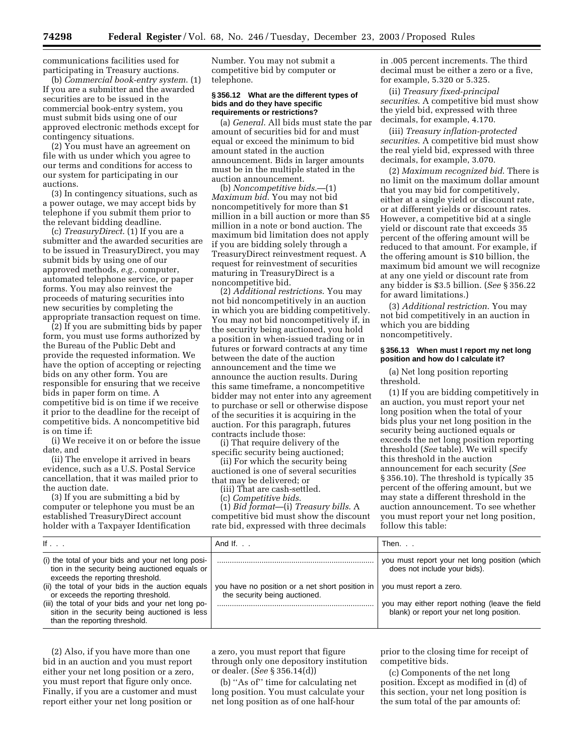communications facilities used for participating in Treasury auctions.

(b) *Commercial book-entry system.* (1) If you are a submitter and the awarded securities are to be issued in the commercial book-entry system, you must submit bids using one of our approved electronic methods except for contingency situations.

(2) You must have an agreement on file with us under which you agree to our terms and conditions for access to our system for participating in our auctions.

(3) In contingency situations, such as a power outage, we may accept bids by telephone if you submit them prior to the relevant bidding deadline.

(c) *TreasuryDirect.* (1) If you are a submitter and the awarded securities are to be issued in TreasuryDirect, you may submit bids by using one of our approved methods, *e.g.*, computer, automated telephone service, or paper forms. You may also reinvest the proceeds of maturing securities into new securities by completing the appropriate transaction request on time.

(2) If you are submitting bids by paper form, you must use forms authorized by the Bureau of the Public Debt and provide the requested information. We have the option of accepting or rejecting bids on any other form. You are responsible for ensuring that we receive bids in paper form on time. A competitive bid is on time if we receive it prior to the deadline for the receipt of competitive bids. A noncompetitive bid is on time if:

(i) We receive it on or before the issue date, and

(ii) The envelope it arrived in bears evidence, such as a U.S. Postal Service cancellation, that it was mailed prior to the auction date.

(3) If you are submitting a bid by computer or telephone you must be an established TreasuryDirect account holder with a Taxpayer Identification Number. You may not submit a competitive bid by computer or telephone.

### § 356.12 What are the different types of bids and do they have specific requirements or restrictions?

(a) *General.* All bids must state the par amount of securities bid for and must equal or exceed the minimum to bid amount stated in the auction announcement. Bids in larger amounts must be in the multiple stated in the auction announcement.

(b) *Noncompetitive bids.*—(1) *Maximum bid.* You may not bid noncompetitively for more than $1 million in a bill auction or more than $5 million in a note or bond auction. The maximum bid limitation does not apply if you are bidding solely through a TreasuryDirect reinvestment request. A request for reinvestment of securities maturing in TreasuryDirect is a noncompetitive bid.

(2) *Additional restrictions.* You may not bid noncompetitively in an auction in which you are bidding competitively. You may not bid noncompetitively if, in the security being auctioned, you hold a position in when-issued trading or in futures or forward contracts at any time between the date of the auction announcement and the time we announce the auction results. During this same timeframe, a noncompetitive bidder may not enter into any agreement to purchase or sell or otherwise dispose of the securities it is acquiring in the auction. For this paragraph, futures contracts include those:

(i) That require delivery of the specific security being auctioned;

(ii) For which the security being auctioned is one of several securities that may be delivered; or

(iii) That are cash-settled.

(c) *Competitive bids.*

(1) *Bid format*—(i) *Treasury bills.* A competitive bid must show the discount rate bid, expressed with three decimals in .005 percent increments. The third decimal must be either a zero or a five, for example, 5.320 or 5.325.

(ii) *Treasury fixed-principal securities.* A competitive bid must show the yield bid, expressed with three decimals, for example, 4.170.

(iii) *Treasury inflation-protected securities.* A competitive bid must show the real yield bid, expressed with three decimals, for example, 3.070.

(2) *Maximum recognized bid.* There is no limit on the maximum dollar amount that you may bid for competitively, either at a single yield or discount rate, or at different yields or discount rates. However, a competitive bid at a single yield or discount rate that exceeds 35 percent of the offering amount will be reduced to that amount. For example, if the offering amount is $10 billion, the maximum bid amount we will recognize at any one yield or discount rate from any bidder is $3.5 billion. (*See* § 356.22 for award limitations.)

(3) *Additional restriction.* You may not bid competitively in an auction in which you are bidding noncompetitively.

### § 356.13 When must I report my net long position and how do I calculate it?

(a) Net long position reporting threshold.

(1) If you are bidding competitively in an auction, you must report your net long position when the total of your bids plus your net long position in the security being auctioned equals or exceeds the net long position reporting threshold (*See* table). We will specify this threshold in the auction announcement for each security (*See* § 356.10). The threshold is typically 35 percent of the offering amount, but we may state a different threshold in the auction announcement. To see whether you must report your net long position, follow this table:

| If . . . | And If. . . | Then. . . |
|---|---|---|
| (i) the total of your bids and your net long position in the security being auctioned equals or exceeds the reporting threshold. | ........................................................................ | you must report your net long position (which does not include your bids). |
| (ii) the total of your bids in the auction equals or exceeds the reporting threshold. | you have no position or a net short position in the security being auctioned. | you must report a zero. |
| (iii) the total of your bids and your net long position in the security being auctioned is less than the reporting threshold. | ........................................................................ | you may either report nothing (leave the field blank) or report your net long position. |

(2) Also, if you have more than one bid in an auction and you must report either your net long position or a zero, you must report that figure only once. Finally, if you are a customer and must report either your net long position or a zero, you must report that figure through only one depository institution or dealer. (*See* § 356.14(d))

(b) ''As of'' time for calculating net long position. You must calculate your net long position as of one half-hour prior to the closing time for receipt of competitive bids.

(c) Components of the net long position. Except as modified in (d) of this section, your net long position is the sum total of the par amounts of: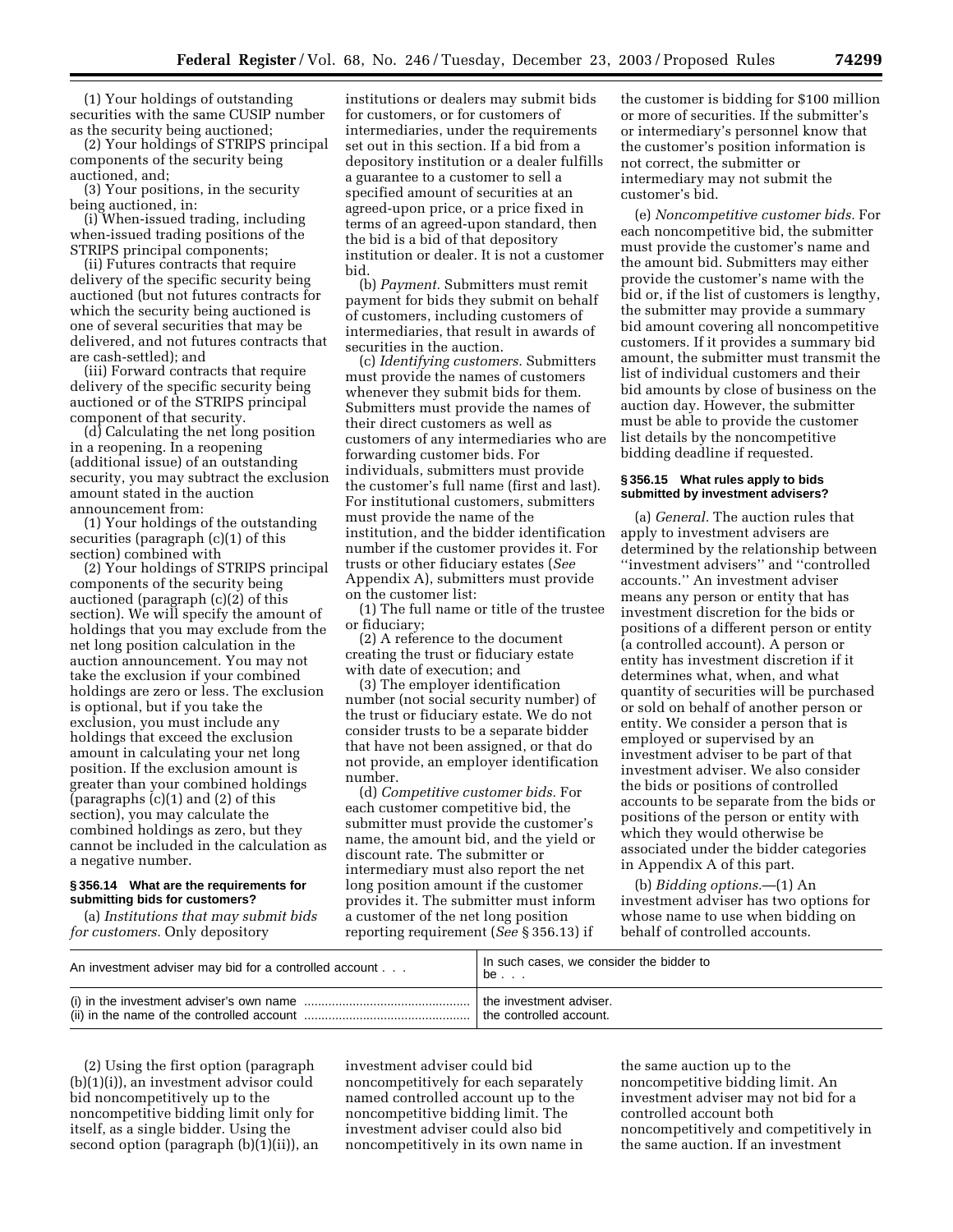(1) Your holdings of outstanding securities with the same CUSIP number as the security being auctioned;

(2) Your holdings of STRIPS principal components of the security being auctioned, and;

(3) Your positions, in the security being auctioned, in:

(i) When-issued trading, including when-issued trading positions of the STRIPS principal components;

(ii) Futures contracts that require delivery of the specific security being auctioned (but not futures contracts for which the security being auctioned is one of several securities that may be delivered, and not futures contracts that are cash-settled); and

(iii) Forward contracts that require delivery of the specific security being auctioned or of the STRIPS principal component of that security.

(d) Calculating the net long position in a reopening. In a reopening (additional issue) of an outstanding security, you may subtract the exclusion amount stated in the auction announcement from:

(1) Your holdings of the outstanding securities (paragraph (c)(1) of this section) combined with

(2) Your holdings of STRIPS principal components of the security being auctioned (paragraph (c)(2) of this section). We will specify the amount of holdings that you may exclude from the net long position calculation in the auction announcement. You may not take the exclusion if your combined holdings are zero or less. The exclusion is optional, but if you take the exclusion, you must include any holdings that exceed the exclusion amount in calculating your net long position. If the exclusion amount is greater than your combined holdings (paragraphs (c)(1) and (2) of this section), you may calculate the combined holdings as zero, but they cannot be included in the calculation as a negative number.

#### § 356.14 What are the requirements for submitting bids for customers?

(a) *Institutions that may submit bids for customers.* Only depository institutions or dealers may submit bids for customers, or for customers of intermediaries, under the requirements set out in this section. If a bid from a depository institution or a dealer fulfills a guarantee to a customer to sell a specified amount of securities at an agreed-upon price, or a price fixed in terms of an agreed-upon standard, then the bid is a bid of that depository institution or dealer. It is not a customer bid.

(b) *Payment.* Submitters must remit payment for bids they submit on behalf of customers, including customers of intermediaries, that result in awards of securities in the auction.

(c) *Identifying customers.* Submitters must provide the names of customers whenever they submit bids for them. Submitters must provide the names of their direct customers as well as customers of any intermediaries who are forwarding customer bids. For individuals, submitters must provide the customer's full name (first and last). For institutional customers, submitters must provide the name of the institution, and the bidder identification number if the customer provides it. For trusts or other fiduciary estates (*See* Appendix A), submitters must provide on the customer list:

(1) The full name or title of the trustee or fiduciary;

(2) A reference to the document creating the trust or fiduciary estate with date of execution; and

(3) The employer identification number (not social security number) of the trust or fiduciary estate. We do not consider trusts to be a separate bidder that have not been assigned, or that do not provide, an employer identification number.

(d) *Competitive customer bids.* For each customer competitive bid, the submitter must provide the customer's name, the amount bid, and the yield or discount rate. The submitter or intermediary must also report the net long position amount if the customer provides it. The submitter must inform a customer of the net long position reporting requirement (*See* § 356.13) if the customer is bidding for $100 million or more of securities. If the submitter's or intermediary's personnel know that the customer's position information is not correct, the submitter or intermediary may not submit the customer's bid.

(e) *Noncompetitive customer bids.* For each noncompetitive bid, the submitter must provide the customer's name and the amount bid. Submitters may either provide the customer's name with the bid or, if the list of customers is lengthy, the submitter may provide a summary bid amount covering all noncompetitive customers. If it provides a summary bid amount, the submitter must transmit the list of individual customers and their bid amounts by close of business on the auction day. However, the submitter must be able to provide the customer list details by the noncompetitive bidding deadline if requested.

#### § 356.15 What rules apply to bids submitted by investment advisers?

(a) *General.* The auction rules that apply to investment advisers are determined by the relationship between ''investment advisers'' and ''controlled accounts.'' An investment adviser means any person or entity that has investment discretion for the bids or positions of a different person or entity (a controlled account). A person or entity has investment discretion if it determines what, when, and what quantity of securities will be purchased or sold on behalf of another person or entity. We consider a person that is employed or supervised by an investment adviser to be part of that investment adviser. We also consider the bids or positions of controlled accounts to be separate from the bids or positions of the person or entity with which they would otherwise be associated under the bidder categories in Appendix A of this part.

(b) *Bidding options.*—(1) An investment adviser has two options for whose name to use when bidding on behalf of controlled accounts.

| An investment adviser may bid for a controlled account . . . | In such cases, we consider the bidder to be . . . |
|---|---|
| (i) in the investment adviser's own name | the investment adviser. |
| (ii) in the name of the controlled account | the controlled account. |

(2) Using the first option (paragraph (b)(1)(i)), an investment advisor could bid noncompetitively up to the noncompetitive bidding limit only for itself, as a single bidder. Using the second option (paragraph (b)(1)(ii)), an investment adviser could bid noncompetitively for each separately named controlled account up to the noncompetitive bidding limit. The investment adviser could also bid noncompetitively in its own name in the same auction up to the noncompetitive bidding limit. An investment adviser may not bid for a controlled account both noncompetitively and competitively in the same auction. If an investment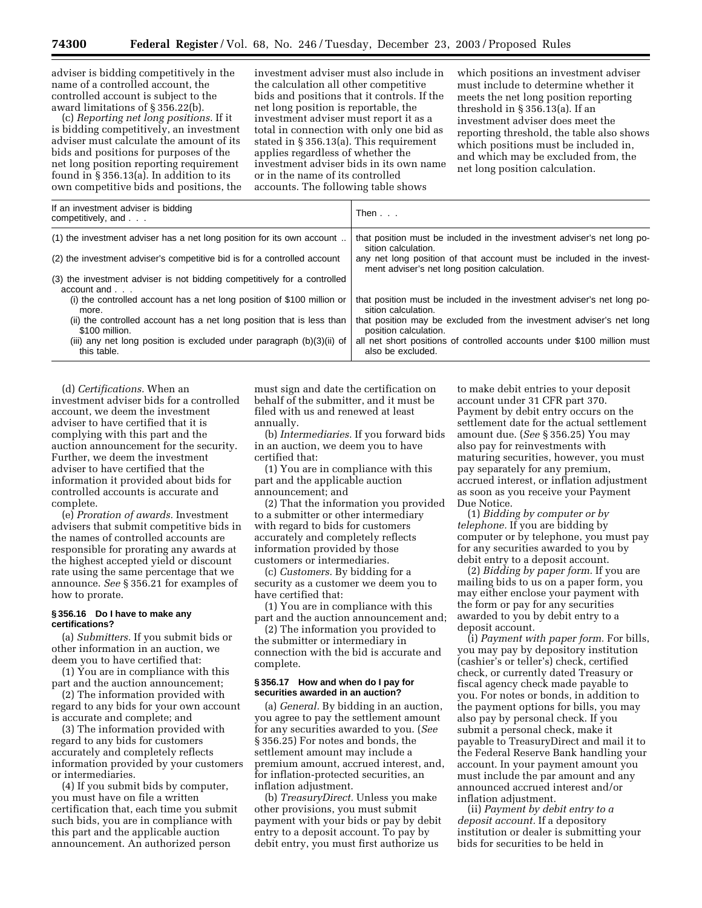adviser is bidding competitively in the name of a controlled account, the controlled account is subject to the award limitations of § 356.22(b).

(c) *Reporting net long positions.* If it is bidding competitively, an investment adviser must calculate the amount of its bids and positions for purposes of the net long position reporting requirement found in § 356.13(a). In addition to its own competitive bids and positions, the investment adviser must also include in the calculation all other competitive bids and positions that it controls. If the net long position is reportable, the investment adviser must report it as a total in connection with only one bid as stated in § 356.13(a). This requirement applies regardless of whether the investment adviser bids in its own name or in the name of its controlled accounts. The following table shows which positions an investment adviser must include to determine whether it meets the net long position reporting threshold in § 356.13(a). If an investment adviser does meet the reporting threshold, the table also shows which positions must be included in, and which may be excluded from, the net long position calculation.

| If an investment adviser is bidding competitively, and . . . | Then . . . |
| --- | --- |
| (1) the investment adviser has a net long position for its own account .. | that position must be included in the investment adviser's net long position calculation. |
| (2) the investment adviser's competitive bid is for a controlled account | any net long position of that account must be included in the investment adviser's net long position calculation. |
| (3) the investment adviser is not bidding competitively for a controlled account and . . . | |
| (i) the controlled account has a net long position of $100 million or more. | that position must be included in the investment adviser's net long position calculation. |
| (ii) the controlled account has a net long position that is less than $100 million. | that position may be excluded from the investment adviser's net long position calculation. |
| (iii) any net long position is excluded under paragraph (b)(3)(ii) of this table. | all net short positions of controlled accounts under $100 million must also be excluded. |

(d) *Certifications.* When an investment adviser bids for a controlled account, we deem the investment adviser to have certified that it is complying with this part and the auction announcement for the security. Further, we deem the investment adviser to have certified that the information it provided about bids for controlled accounts is accurate and complete.

(e) *Proration of awards.* Investment advisers that submit competitive bids in the names of controlled accounts are responsible for prorating any awards at the highest accepted yield or discount rate using the same percentage that we announce. *See* § 356.21 for examples of how to prorate.

### § 356.16 Do I have to make any certifications?

(a) *Submitters.* If you submit bids or other information in an auction, we deem you to have certified that:

(1) You are in compliance with this part and the auction announcement;

(2) The information provided with regard to any bids for your own account is accurate and complete; and

(3) The information provided with regard to any bids for customers accurately and completely reflects information provided by your customers or intermediaries.

(4) If you submit bids by computer, you must have on file a written certification that, each time you submit such bids, you are in compliance with this part and the applicable auction announcement. An authorized person must sign and date the certification on behalf of the submitter, and it must be filed with us and renewed at least annually.

(b) *Intermediaries.* If you forward bids in an auction, we deem you to have certified that:

(1) You are in compliance with this part and the applicable auction announcement; and

(2) That the information you provided to a submitter or other intermediary with regard to bids for customers accurately and completely reflects information provided by those customers or intermediaries.

(c) *Customers.* By bidding for a security as a customer we deem you to have certified that:

(1) You are in compliance with this part and the auction announcement and;

(2) The information you provided to the submitter or intermediary in connection with the bid is accurate and complete.

### § 356.17 How and when do I pay for securities awarded in an auction?

(a) *General.* By bidding in an auction, you agree to pay the settlement amount for any securities awarded to you. (*See* § 356.25) For notes and bonds, the settlement amount may include a premium amount, accrued interest, and, for inflation-protected securities, an inflation adjustment.

(b) *TreasuryDirect.* Unless you make other provisions, you must submit payment with your bids or pay by debit entry to a deposit account. To pay by debit entry, you must first authorize us to make debit entries to your deposit account under 31 CFR part 370. Payment by debit entry occurs on the settlement date for the actual settlement amount due. (*See* § 356.25) You may also pay for reinvestments with maturing securities, however, you must pay separately for any premium, accrued interest, or inflation adjustment as soon as you receive your Payment Due Notice.

(1) *Bidding by computer or by telephone.* If you are bidding by computer or by telephone, you must pay for any securities awarded to you by debit entry to a deposit account.

(2) *Bidding by paper form.* If you are mailing bids to us on a paper form, you may either enclose your payment with the form or pay for any securities awarded to you by debit entry to a deposit account.

(i) *Payment with paper form.* For bills, you may pay by depository institution (cashier's or teller's) check, certified check, or currently dated Treasury or fiscal agency check made payable to you. For notes or bonds, in addition to the payment options for bills, you may also pay by personal check. If you submit a personal check, make it payable to TreasuryDirect and mail it to the Federal Reserve Bank handling your account. In your payment amount you must include the par amount and any announced accrued interest and/or inflation adjustment.

(ii) *Payment by debit entry to a deposit account.* If a depository institution or dealer is submitting your bids for securities to be held in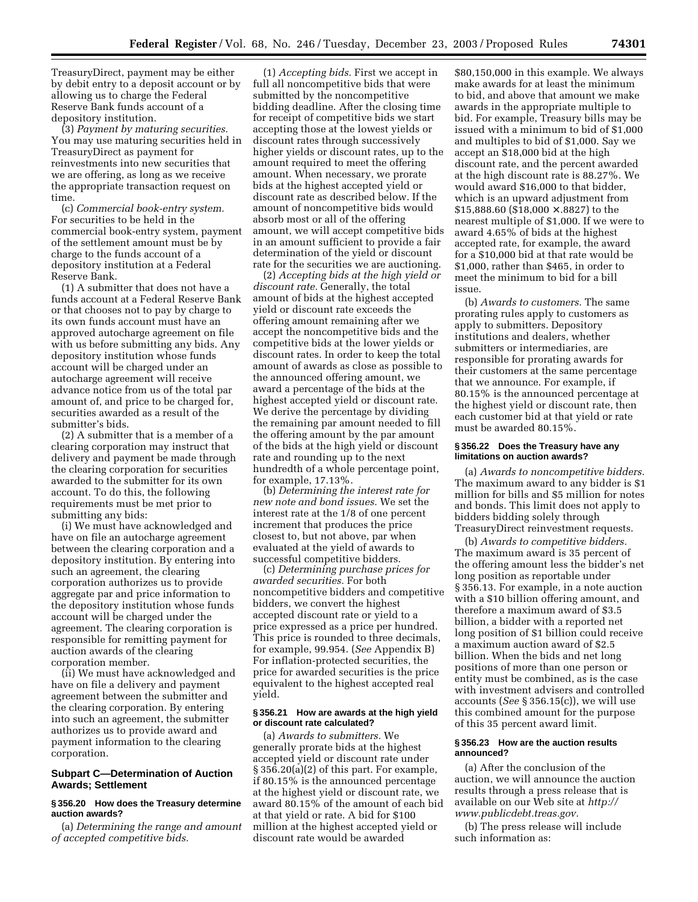TreasuryDirect, payment may be either by debit entry to a deposit account or by allowing us to charge the Federal Reserve Bank funds account of a depository institution.

(3) *Payment by maturing securities.* You may use maturing securities held in TreasuryDirect as payment for reinvestments into new securities that we are offering, as long as we receive the appropriate transaction request on time.

(c) *Commercial book-entry system.* For securities to be held in the commercial book-entry system, payment of the settlement amount must be by charge to the funds account of a depository institution at a Federal Reserve Bank.

(1) A submitter that does not have a funds account at a Federal Reserve Bank or that chooses not to pay by charge to its own funds account must have an approved autocharge agreement on file with us before submitting any bids. Any depository institution whose funds account will be charged under an autocharge agreement will receive advance notice from us of the total par amount of, and price to be charged for, securities awarded as a result of the submitter's bids.

(2) A submitter that is a member of a clearing corporation may instruct that delivery and payment be made through the clearing corporation for securities awarded to the submitter for its own account. To do this, the following requirements must be met prior to submitting any bids:

(i) We must have acknowledged and have on file an autocharge agreement between the clearing corporation and a depository institution. By entering into such an agreement, the clearing corporation authorizes us to provide aggregate par and price information to the depository institution whose funds account will be charged under the agreement. The clearing corporation is responsible for remitting payment for auction awards of the clearing corporation member.

(ii) We must have acknowledged and have on file a delivery and payment agreement between the submitter and the clearing corporation. By entering into such an agreement, the submitter authorizes us to provide award and payment information to the clearing corporation.

## Subpart C—Determination of Auction Awards; Settlement

### § 356.20 How does the Treasury determine auction awards?

(a) *Determining the range and amount of accepted competitive bids.*

(1) *Accepting bids.* First we accept in full all noncompetitive bids that were submitted by the noncompetitive bidding deadline. After the closing time for receipt of competitive bids we start accepting those at the lowest yields or discount rates through successively higher yields or discount rates, up to the amount required to meet the offering amount. When necessary, we prorate bids at the highest accepted yield or discount rate as described below. If the amount of noncompetitive bids would absorb most or all of the offering amount, we will accept competitive bids in an amount sufficient to provide a fair determination of the yield or discount rate for the securities we are auctioning.

(2) *Accepting bids at the high yield or discount rate.* Generally, the total amount of bids at the highest accepted yield or discount rate exceeds the offering amount remaining after we accept the noncompetitive bids and the competitive bids at the lower yields or discount rates. In order to keep the total amount of awards as close as possible to the announced offering amount, we award a percentage of the bids at the highest accepted yield or discount rate. We derive the percentage by dividing the remaining par amount needed to fill the offering amount by the par amount of the bids at the high yield or discount rate and rounding up to the next hundredth of a whole percentage point, for example, 17.13%.

(b) *Determining the interest rate for new note and bond issues.* We set the interest rate at the 1/8 of one percent increment that produces the price closest to, but not above, par when evaluated at the yield of awards to successful competitive bidders.

(c) *Determining purchase prices for awarded securities.* For both noncompetitive bidders and competitive bidders, we convert the highest accepted discount rate or yield to a price expressed as a price per hundred. This price is rounded to three decimals, for example, 99.954. (*See* Appendix B) For inflation-protected securities, the price for awarded securities is the price equivalent to the highest accepted real yield.

### § 356.21 How are awards at the high yield or discount rate calculated?

(a) *Awards to submitters.* We generally prorate bids at the highest accepted yield or discount rate under § 356.20(a)(2) of this part. For example, if 80.15% is the announced percentage at the highest yield or discount rate, we award 80.15% of the amount of each bid at that yield or rate. A bid for $100 million at the highest accepted yield or discount rate would be awarded $80,150,000 in this example. We always make awards for at least the minimum to bid, and above that amount we make awards in the appropriate multiple to bid. For example, Treasury bills may be issued with a minimum to bid of $1,000 and multiples to bid of $1,000. Say we accept an $18,000 bid at the high discount rate, and the percent awarded at the high discount rate is 88.27%. We would award $16,000 to that bidder, which is an upward adjustment from $15,888.60 ($18,000 × .8827) to the nearest multiple of $1,000. If we were to award 4.65% of bids at the highest accepted rate, for example, the award for a $10,000 bid at that rate would be $1,000, rather than $465, in order to meet the minimum to bid for a bill issue.

(b) *Awards to customers.* The same prorating rules apply to customers as apply to submitters. Depository institutions and dealers, whether submitters or intermediaries, are responsible for prorating awards for their customers at the same percentage that we announce. For example, if 80.15% is the announced percentage at the highest yield or discount rate, then each customer bid at that yield or rate must be awarded 80.15%.

### § 356.22 Does the Treasury have any limitations on auction awards?

(a) *Awards to noncompetitive bidders.* The maximum award to any bidder is $1 million for bills and $5 million for notes and bonds. This limit does not apply to bidders bidding solely through TreasuryDirect reinvestment requests.

(b) *Awards to competitive bidders.* The maximum award is 35 percent of the offering amount less the bidder's net long position as reportable under § 356.13. For example, in a note auction with a $10 billion offering amount, and therefore a maximum award of $3.5 billion, a bidder with a reported net long position of $1 billion could receive a maximum auction award of $2.5 billion. When the bids and net long positions of more than one person or entity must be combined, as is the case with investment advisers and controlled accounts (*See* § 356.15(c)), we will use this combined amount for the purpose of this 35 percent award limit.

### § 356.23 How are the auction results announced?

(a) After the conclusion of the auction, we will announce the auction results through a press release that is available on our Web site at *http://www.publicdebt.treas.gov.*

(b) The press release will include such information as: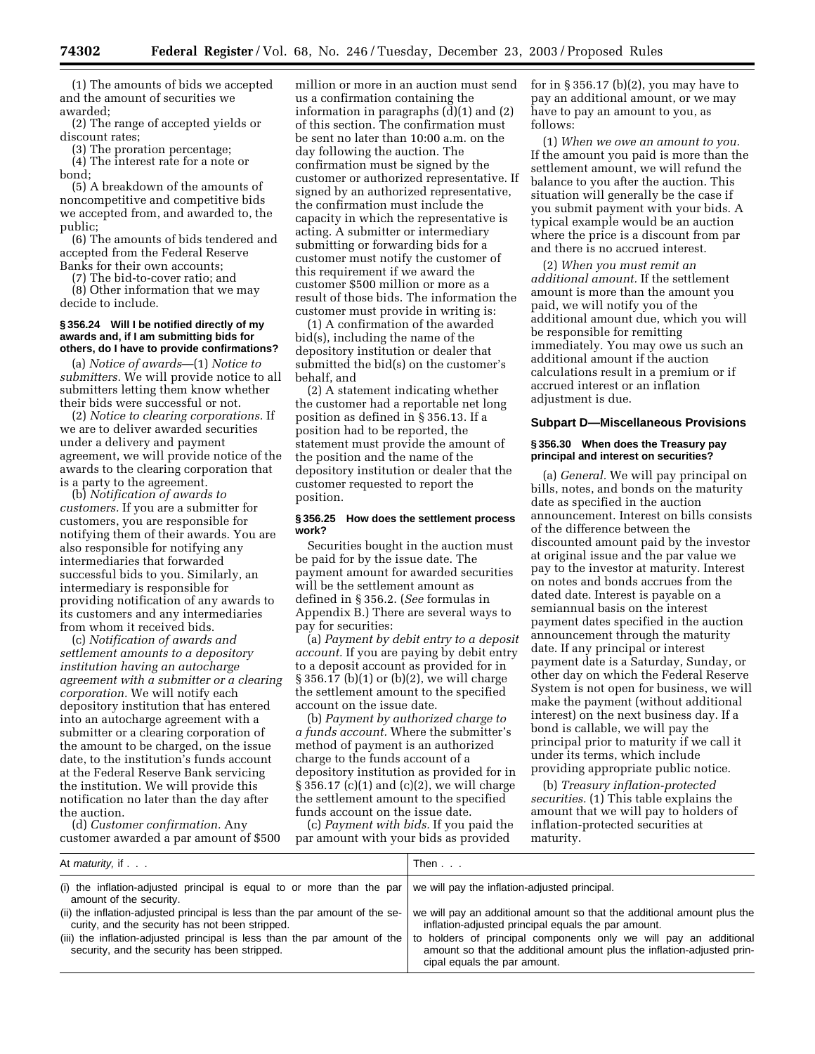(1) The amounts of bids we accepted and the amount of securities we awarded;

(2) The range of accepted yields or discount rates;

(3) The proration percentage;

(4) The interest rate for a note or bond;

(5) A breakdown of the amounts of noncompetitive and competitive bids we accepted from, and awarded to, the public;

(6) The amounts of bids tendered and accepted from the Federal Reserve Banks for their own accounts;

(7) The bid-to-cover ratio; and

(8) Other information that we may decide to include.

### § 356.24 Will I be notified directly of my awards and, if I am submitting bids for others, do I have to provide confirmations?

(a) *Notice of awards*—(1) *Notice to submitters.* We will provide notice to all submitters letting them know whether their bids were successful or not.

(2) *Notice to clearing corporations.* If we are to deliver awarded securities under a delivery and payment agreement, we will provide notice of the awards to the clearing corporation that is a party to the agreement.

(b) *Notification of awards to customers.* If you are a submitter for customers, you are responsible for notifying them of their awards. You are also responsible for notifying any intermediaries that forwarded successful bids to you. Similarly, an intermediary is responsible for providing notification of any awards to its customers and any intermediaries from whom it received bids.

(c) *Notification of awards and settlement amounts to a depository institution having an autocharge agreement with a submitter or a clearing corporation.* We will notify each depository institution that has entered into an autocharge agreement with a submitter or a clearing corporation of the amount to be charged, on the issue date, to the institution's funds account at the Federal Reserve Bank servicing the institution. We will provide this notification no later than the day after the auction.

(d) *Customer confirmation.* Any customer awarded a par amount of $500 million or more in an auction must send us a confirmation containing the information in paragraphs (d)(1) and (2) of this section. The confirmation must be sent no later than 10:00 a.m. on the day following the auction. The confirmation must be signed by the customer or authorized representative. If signed by an authorized representative, the confirmation must include the capacity in which the representative is acting. A submitter or intermediary submitting or forwarding bids for a customer must notify the customer of this requirement if we award the customer $500 million or more as a result of those bids. The information the customer must provide in writing is:

(1) A confirmation of the awarded bid(s), including the name of the depository institution or dealer that submitted the bid(s) on the customer's behalf, and

(2) A statement indicating whether the customer had a reportable net long position as defined in § 356.13. If a position had to be reported, the statement must provide the amount of the position and the name of the depository institution or dealer that the customer requested to report the position.

### § 356.25 How does the settlement process work?

Securities bought in the auction must be paid for by the issue date. The payment amount for awarded securities will be the settlement amount as defined in § 356.2. (*See* formulas in Appendix B.) There are several ways to pay for securities:

(a) *Payment by debit entry to a deposit account.* If you are paying by debit entry to a deposit account as provided for in § 356.17 (b)(1) or (b)(2), we will charge the settlement amount to the specified account on the issue date.

(b) *Payment by authorized charge to a funds account.* Where the submitter's method of payment is an authorized charge to the funds account of a depository institution as provided for in § 356.17 (c)(1) and (c)(2), we will charge the settlement amount to the specified funds account on the issue date.

(c) *Payment with bids.* If you paid the par amount with your bids as provided for in § 356.17 (b)(2), you may have to pay an additional amount, or we may have to pay an amount to you, as follows:

(1) *When we owe an amount to you.* If the amount you paid is more than the settlement amount, we will refund the balance to you after the auction. This situation will generally be the case if you submit payment with your bids. A typical example would be an auction where the price is a discount from par and there is no accrued interest.

(2) *When you must remit an additional amount.* If the settlement amount is more than the amount you paid, we will notify you of the additional amount due, which you will be responsible for remitting immediately. You may owe us such an additional amount if the auction calculations result in a premium or if accrued interest or an inflation adjustment is due.

## Subpart D—Miscellaneous Provisions

### § 356.30 When does the Treasury pay principal and interest on securities?

(a) *General.* We will pay principal on bills, notes, and bonds on the maturity date as specified in the auction announcement. Interest on bills consists of the difference between the discounted amount paid by the investor at original issue and the par value we pay to the investor at maturity. Interest on notes and bonds accrues from the dated date. Interest is payable on a semiannual basis on the interest payment dates specified in the auction announcement through the maturity date. If any principal or interest payment date is a Saturday, Sunday, or other day on which the Federal Reserve System is not open for business, we will make the payment (without additional interest) on the next business day. If a bond is callable, we will pay the principal prior to maturity if we call it under its terms, which include providing appropriate public notice.

(b) *Treasury inflation-protected securities.* (1) This table explains the amount that we will pay to holders of inflation-protected securities at maturity.

| At *maturity*, if . . . | Then . . . |
| --- | --- |
| (i) the inflation-adjusted principal is equal to or more than the par amount of the security. | we will pay the inflation-adjusted principal. |
| (ii) the inflation-adjusted principal is less than the par amount of the security, and the security has not been stripped. | we will pay an additional amount so that the additional amount plus the inflation-adjusted principal equals the par amount. |
| (iii) the inflation-adjusted principal is less than the par amount of the security, and the security has been stripped. | to holders of principal components only we will pay an additional amount so that the additional amount plus the inflation-adjusted principal equals the par amount. |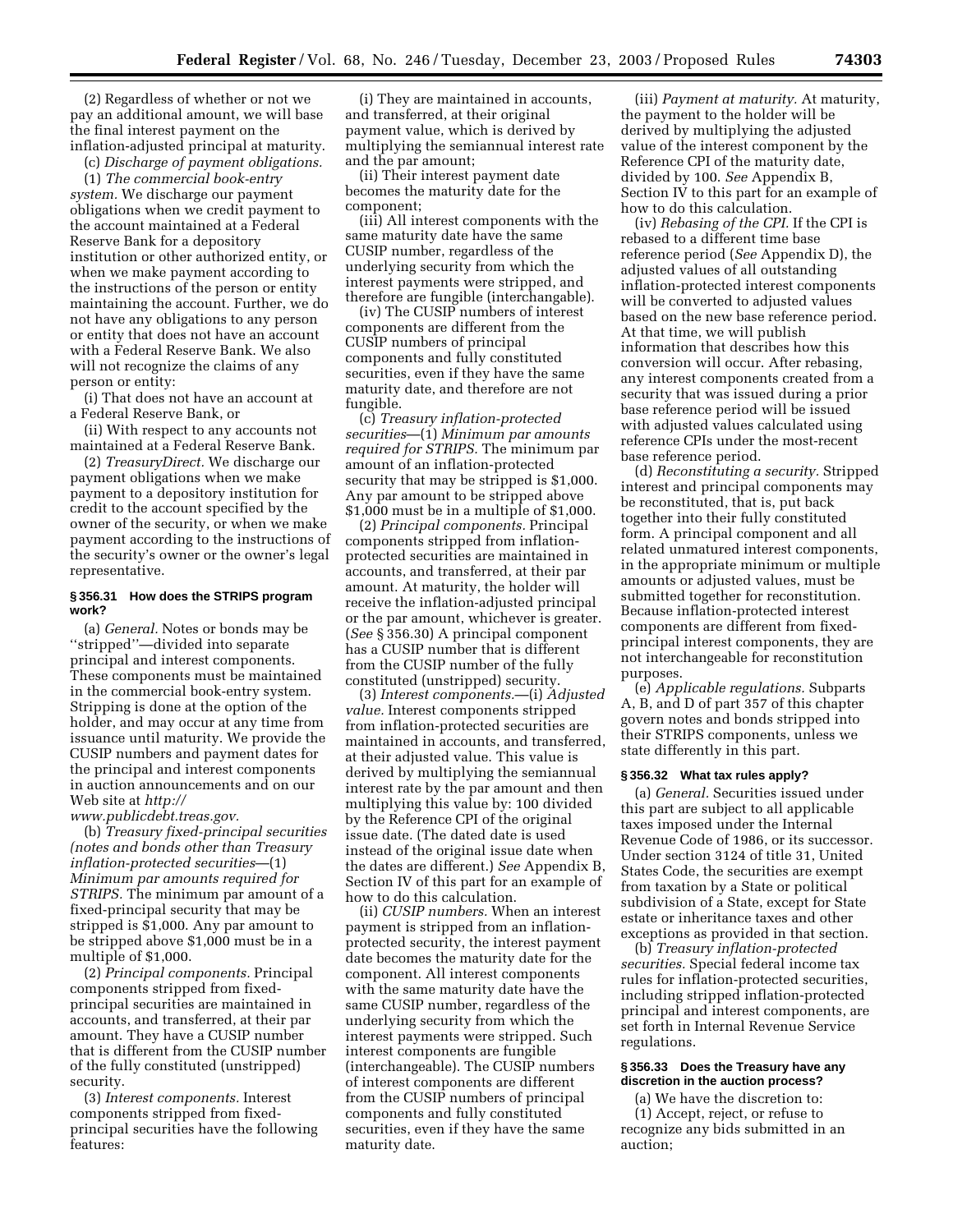(2) Regardless of whether or not we pay an additional amount, we will base the final interest payment on the inflation-adjusted principal at maturity.

(c) *Discharge of payment obligations.*

(1) *The commercial book-entry system.* We discharge our payment obligations when we credit payment to the account maintained at a Federal Reserve Bank for a depository institution or other authorized entity, or when we make payment according to the instructions of the person or entity maintaining the account. Further, we do not have any obligations to any person or entity that does not have an account with a Federal Reserve Bank. We also will not recognize the claims of any person or entity:

(i) That does not have an account at a Federal Reserve Bank, or

(ii) With respect to any accounts not maintained at a Federal Reserve Bank.

(2) *TreasuryDirect.* We discharge our payment obligations when we make payment to a depository institution for credit to the account specified by the owner of the security, or when we make payment according to the instructions of the security's owner or the owner's legal representative.

### § 356.31 How does the STRIPS program work?

(a) *General.* Notes or bonds may be ''stripped''—divided into separate principal and interest components. These components must be maintained in the commercial book-entry system. Stripping is done at the option of the holder, and may occur at any time from issuance until maturity. We provide the CUSIP numbers and payment dates for the principal and interest components in auction announcements and on our Web site at *http://www.publicdebt.treas.gov.*

(b) *Treasury fixed-principal securities (notes and bonds other than Treasury inflation-protected securities*—(1) *Minimum par amounts required for STRIPS.* The minimum par amount of a fixed-principal security that may be stripped is $1,000. Any par amount to be stripped above $1,000 must be in a multiple of $1,000.

(2) *Principal components.* Principal components stripped from fixed-principal securities are maintained in accounts, and transferred, at their par amount. They have a CUSIP number that is different from the CUSIP number of the fully constituted (unstripped) security.

(3) *Interest components.* Interest components stripped from fixed-principal securities have the following features:

(i) They are maintained in accounts, and transferred, at their original payment value, which is derived by multiplying the semiannual interest rate and the par amount;

(ii) Their interest payment date becomes the maturity date for the component;

(iii) All interest components with the same maturity date have the same CUSIP number, regardless of the underlying security from which the interest payments were stripped, and therefore are fungible (interchangable).

(iv) The CUSIP numbers of interest components are different from the CUSIP numbers of principal components and fully constituted securities, even if they have the same maturity date, and therefore are not fungible.

(c) *Treasury inflation-protected securities*—(1) *Minimum par amounts required for STRIPS.* The minimum par amount of an inflation-protected security that may be stripped is $1,000. Any par amount to be stripped above $1,000 must be in a multiple of $1,000.

(2) *Principal components.* Principal components stripped from inflation-protected securities are maintained in accounts, and transferred, at their par amount. At maturity, the holder will receive the inflation-adjusted principal or the par amount, whichever is greater. (*See* § 356.30) A principal component has a CUSIP number that is different from the CUSIP number of the fully constituted (unstripped) security.

(3) *Interest components.*—(i) *Adjusted value.* Interest components stripped from inflation-protected securities are maintained in accounts, and transferred, at their adjusted value. This value is derived by multiplying the semiannual interest rate by the par amount and then multiplying this value by: 100 divided by the Reference CPI of the original issue date. (The dated date is used instead of the original issue date when the dates are different.) *See* Appendix B, Section IV of this part for an example of how to do this calculation.

(ii) *CUSIP numbers.* When an interest payment is stripped from an inflation-protected security, the interest payment date becomes the maturity date for the component. All interest components with the same maturity date have the same CUSIP number, regardless of the underlying security from which the interest payments were stripped. Such interest components are fungible (interchangeable). The CUSIP numbers of interest components are different from the CUSIP numbers of principal components and fully constituted securities, even if they have the same maturity date.

(iii) *Payment at maturity.* At maturity, the payment to the holder will be derived by multiplying the adjusted value of the interest component by the Reference CPI of the maturity date, divided by 100. *See* Appendix B, Section IV to this part for an example of how to do this calculation.

(iv) *Rebasing of the CPI.* If the CPI is rebased to a different time base reference period (*See* Appendix D), the adjusted values of all outstanding inflation-protected interest components will be converted to adjusted values based on the new base reference period. At that time, we will publish information that describes how this conversion will occur. After rebasing, any interest components created from a security that was issued during a prior base reference period will be issued with adjusted values calculated using reference CPIs under the most-recent base reference period.

(d) *Reconstituting a security.* Stripped interest and principal components may be reconstituted, that is, put back together into their fully constituted form. A principal component and all related unmatured interest components, in the appropriate minimum or multiple amounts or adjusted values, must be submitted together for reconstitution. Because inflation-protected interest components are different from fixed-principal interest components, they are not interchangeable for reconstitution purposes.

(e) *Applicable regulations.* Subparts A, B, and D of part 357 of this chapter govern notes and bonds stripped into their STRIPS components, unless we state differently in this part.

### § 356.32 What tax rules apply?

(a) *General.* Securities issued under this part are subject to all applicable taxes imposed under the Internal Revenue Code of 1986, or its successor. Under section 3124 of title 31, United States Code, the securities are exempt from taxation by a State or political subdivision of a State, except for State estate or inheritance taxes and other exceptions as provided in that section.

(b) *Treasury inflation-protected securities.* Special federal income tax rules for inflation-protected securities, including stripped inflation-protected principal and interest components, are set forth in Internal Revenue Service regulations.

### § 356.33 Does the Treasury have any discretion in the auction process?

(a) We have the discretion to:

(1) Accept, reject, or refuse to recognize any bids submitted in an auction;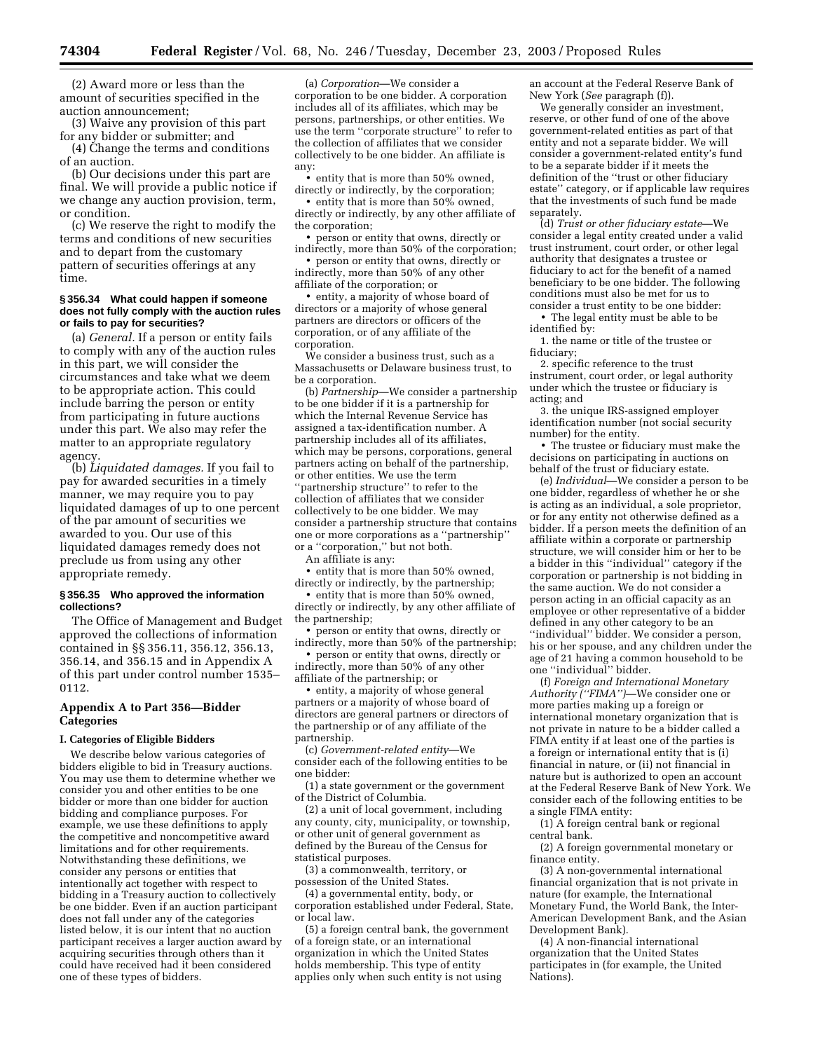(2) Award more or less than the amount of securities specified in the auction announcement;

(3) Waive any provision of this part for any bidder or submitter; and

(4) Change the terms and conditions of an auction.

(b) Our decisions under this part are final. We will provide a public notice if we change any auction provision, term, or condition.

(c) We reserve the right to modify the terms and conditions of new securities and to depart from the customary pattern of securities offerings at any time.

#### § 356.34 What could happen if someone does not fully comply with the auction rules or fails to pay for securities?

(a) *General.* If a person or entity fails to comply with any of the auction rules in this part, we will consider the circumstances and take what we deem to be appropriate action. This could include barring the person or entity from participating in future auctions under this part. We also may refer the matter to an appropriate regulatory agency.

(b) *Liquidated damages.* If you fail to pay for awarded securities in a timely manner, we may require you to pay liquidated damages of up to one percent of the par amount of securities we awarded to you. Our use of this liquidated damages remedy does not preclude us from using any other appropriate remedy.

#### § 356.35 Who approved the information collections?

The Office of Management and Budget approved the collections of information contained in §§ 356.11, 356.12, 356.13, 356.14, and 356.15 and in Appendix A of this part under control number 1535–0112.

### Appendix A to Part 356—Bidder Categories

#### I. Categories of Eligible Bidders

We describe below various categories of bidders eligible to bid in Treasury auctions. You may use them to determine whether we consider you and other entities to be one bidder or more than one bidder for auction bidding and compliance purposes. For example, we use these definitions to apply the competitive and noncompetitive award limitations and for other requirements. Notwithstanding these definitions, we consider any persons or entities that intentionally act together with respect to bidding in a Treasury auction to collectively be one bidder. Even if an auction participant does not fall under any of the categories listed below, it is our intent that no auction participant receives a larger auction award by acquiring securities through others than it could have received had it been considered one of these types of bidders.

(a) *Corporation*—We consider a corporation to be one bidder. A corporation includes all of its affiliates, which may be persons, partnerships, or other entities. We use the term ''corporate structure'' to refer to the collection of affiliates that we consider collectively to be one bidder. An affiliate is any:

- entity that is more than 50% owned, directly or indirectly, by the corporation;
- entity that is more than 50% owned, directly or indirectly, by any other affiliate of the corporation;
- person or entity that owns, directly or indirectly, more than 50% of the corporation;
- person or entity that owns, directly or indirectly, more than 50% of any other affiliate of the corporation; or
- entity, a majority of whose board of directors or a majority of whose general partners are directors or officers of the corporation, or of any affiliate of the corporation.

We consider a business trust, such as a Massachusetts or Delaware business trust, to be a corporation.

(b) *Partnership*—We consider a partnership to be one bidder if it is a partnership for which the Internal Revenue Service has assigned a tax-identification number. A partnership includes all of its affiliates, which may be persons, corporations, general partners acting on behalf of the partnership, or other entities. We use the term ''partnership structure'' to refer to the collection of affiliates that we consider collectively to be one bidder. We may consider a partnership structure that contains one or more corporations as a ''partnership'' or a ''corporation,'' but not both.

An affiliate is any:

- entity that is more than 50% owned, directly or indirectly, by the partnership;
- entity that is more than 50% owned, directly or indirectly, by any other affiliate of the partnership;
- person or entity that owns, directly or indirectly, more than 50% of the partnership;
- person or entity that owns, directly or indirectly, more than 50% of any other affiliate of the partnership; or
- entity, a majority of whose general partners or a majority of whose board of directors are general partners or directors of the partnership or of any affiliate of the partnership.

(c) *Government-related entity*—We consider each of the following entities to be one bidder:

(1) a state government or the government of the District of Columbia.

(2) a unit of local government, including any county, city, municipality, or township, or other unit of general government as defined by the Bureau of the Census for statistical purposes.

(3) a commonwealth, territory, or possession of the United States.

(4) a governmental entity, body, or corporation established under Federal, State, or local law.

(5) a foreign central bank, the government of a foreign state, or an international organization in which the United States holds membership. This type of entity applies only when such entity is not using an account at the Federal Reserve Bank of New York (*See* paragraph (f)).

We generally consider an investment, reserve, or other fund of one of the above government-related entities as part of that entity and not a separate bidder. We will consider a government-related entity's fund to be a separate bidder if it meets the definition of the ''trust or other fiduciary estate'' category, or if applicable law requires that the investments of such fund be made separately.

(d) *Trust or other fiduciary estate*—We consider a legal entity created under a valid trust instrument, court order, or other legal authority that designates a trustee or fiduciary to act for the benefit of a named beneficiary to be one bidder. The following conditions must also be met for us to consider a trust entity to be one bidder:

- The legal entity must be able to be identified by:

1. the name or title of the trustee or fiduciary;
2. specific reference to the trust instrument, court order, or legal authority under which the trustee or fiduciary is acting; and
3. the unique IRS-assigned employer identification number (not social security number) for the entity.

- The trustee or fiduciary must make the decisions on participating in auctions on behalf of the trust or fiduciary estate.

(e) *Individual*—We consider a person to be one bidder, regardless of whether he or she is acting as an individual, a sole proprietor, or for any entity not otherwise defined as a bidder. If a person meets the definition of an affiliate within a corporate or partnership structure, we will consider him or her to be a bidder in this ''individual'' category if the corporation or partnership is not bidding in the same auction. We do not consider a person acting in an official capacity as an employee or other representative of a bidder defined in any other category to be an ''individual'' bidder. We consider a person, his or her spouse, and any children under the age of 21 having a common household to be one ''individual'' bidder.

(f) *Foreign and International Monetary Authority (''FIMA'')*—We consider one or more parties making up a foreign or international monetary organization that is not private in nature to be a bidder called a FIMA entity if at least one of the parties is a foreign or international entity that is (i) financial in nature, or (ii) not financial in nature but is authorized to open an account at the Federal Reserve Bank of New York. We consider each of the following entities to be a single FIMA entity:

(1) A foreign central bank or regional central bank.

(2) A foreign governmental monetary or finance entity.

(3) A non-governmental international financial organization that is not private in nature (for example, the International Monetary Fund, the World Bank, the Inter-American Development Bank, and the Asian Development Bank).

(4) A non-financial international organization that the United States participates in (for example, the United Nations).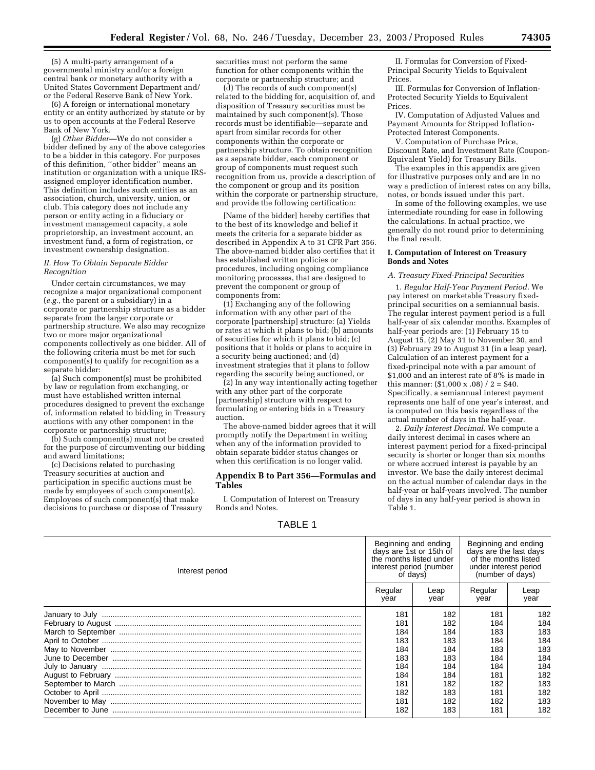(5) A multi-party arrangement of a governmental ministry and/or a foreign central bank or monetary authority with a United States Government Department and/ or the Federal Reserve Bank of New York.

(6) A foreign or international monetary entity or an entity authorized by statute or by us to open accounts at the Federal Reserve Bank of New York.

(g) *Other Bidder*—We do not consider a bidder defined by any of the above categories to be a bidder in this category. For purposes of this definition, ''other bidder'' means an institution or organization with a unique IRS-assigned employer identification number. This definition includes such entities as an association, church, university, union, or club. This category does not include any person or entity acting in a fiduciary or investment management capacity, a sole proprietorship, an investment account, an investment fund, a form of registration, or investment ownership designation.

*II. How To Obtain Separate Bidder Recognition*

Under certain circumstances, we may recognize a major organizational component (*e.g.*, the parent or a subsidiary) in a corporate or partnership structure as a bidder separate from the larger corporate or partnership structure. We also may recognize two or more major organizational components collectively as one bidder. All of the following criteria must be met for such component(s) to qualify for recognition as a separate bidder:

(a) Such component(s) must be prohibited by law or regulation from exchanging, or must have established written internal procedures designed to prevent the exchange of, information related to bidding in Treasury auctions with any other component in the corporate or partnership structure;

(b) Such component(s) must not be created for the purpose of circumventing our bidding and award limitations;

(c) Decisions related to purchasing Treasury securities at auction and participation in specific auctions must be made by employees of such component(s). Employees of such component(s) that make decisions to purchase or dispose of Treasury securities must not perform the same function for other components within the corporate or partnership structure; and

(d) The records of such component(s) related to the bidding for, acquisition of, and disposition of Treasury securities must be maintained by such component(s). Those records must be identifiable—separate and apart from similar records for other components within the corporate or partnership structure. To obtain recognition as a separate bidder, each component or group of components must request such recognition from us, provide a description of the component or group and its position within the corporate or partnership structure, and provide the following certification:

[Name of the bidder] hereby certifies that to the best of its knowledge and belief it meets the criteria for a separate bidder as described in Appendix A to 31 CFR Part 356. The above-named bidder also certifies that it has established written policies or procedures, including ongoing compliance monitoring processes, that are designed to prevent the component or group of components from:

(1) Exchanging any of the following information with any other part of the corporate [partnership] structure: (a) Yields or rates at which it plans to bid; (b) amounts of securities for which it plans to bid; (c) positions that it holds or plans to acquire in a security being auctioned; and (d) investment strategies that it plans to follow regarding the security being auctioned, or

(2) In any way intentionally acting together with any other part of the corporate [partnership] structure with respect to formulating or entering bids in a Treasury auction.

The above-named bidder agrees that it will promptly notify the Department in writing when any of the information provided to obtain separate bidder status changes or when this certification is no longer valid.

## Appendix B to Part 356—Formulas and Tables

I. Computation of Interest on Treasury Bonds and Notes.

II. Formulas for Conversion of Fixed-Principal Security Yields to Equivalent Prices.

III. Formulas for Conversion of Inflation-Protected Security Yields to Equivalent Prices.

IV. Computation of Adjusted Values and Payment Amounts for Stripped Inflation-Protected Interest Components.

V. Computation of Purchase Price, Discount Rate, and Investment Rate (Coupon-Equivalent Yield) for Treasury Bills.

The examples in this appendix are given for illustrative purposes only and are in no way a prediction of interest rates on any bills, notes, or bonds issued under this part.

In some of the following examples, we use intermediate rounding for ease in following the calculations. In actual practice, we generally do not round prior to determining the final result.

### I. Computation of Interest on Treasury Bonds and Notes

*A. Treasury Fixed-Principal Securities*

1. *Regular Half-Year Payment Period.* We pay interest on marketable Treasury fixed-principal securities on a semiannual basis. The regular interest payment period is a full half-year of six calendar months. Examples of half-year periods are: (1) February 15 to August 15, (2) May 31 to November 30, and (3) February 29 to August 31 (in a leap year). Calculation of an interest payment for a fixed-principal note with a par amount of $1,000 and an interest rate of 8% is made in this manner: ($1,000 x .08) / 2 = $40. Specifically, a semiannual interest payment represents one half of one year's interest, and is computed on this basis regardless of the actual number of days in the half-year.

2. *Daily Interest Decimal.* We compute a daily interest decimal in cases where an interest payment period for a fixed-principal security is shorter or longer than six months or where accrued interest is payable by an investor. We base the daily interest decimal on the actual number of calendar days in the half-year or half-years involved. The number of days in any half-year period is shown in Table 1.

TABLE 1

| Interest period | Beginning and ending days are 1st or 15th of the months listed under interest period (number of days) | | Beginning and ending days are the last days of the months listed under interest period (number of days) | |
|---|---|---|---|---|
| | Regular year | Leap year | Regular year | Leap year |
| January to July | 181 | 182 | 181 | 182 |
| February to August | 181 | 182 | 184 | 184 |
| March to September | 184 | 184 | 183 | 183 |
| April to October | 183 | 183 | 184 | 184 |
| May to November | 184 | 184 | 183 | 183 |
| June to December | 183 | 183 | 184 | 184 |
| July to January | 184 | 184 | 184 | 184 |
| August to February | 184 | 184 | 181 | 182 |
| September to March | 181 | 182 | 182 | 183 |
| October to April | 182 | 183 | 181 | 182 |
| November to May | 181 | 182 | 182 | 183 |
| December to June | 182 | 183 | 181 | 182 |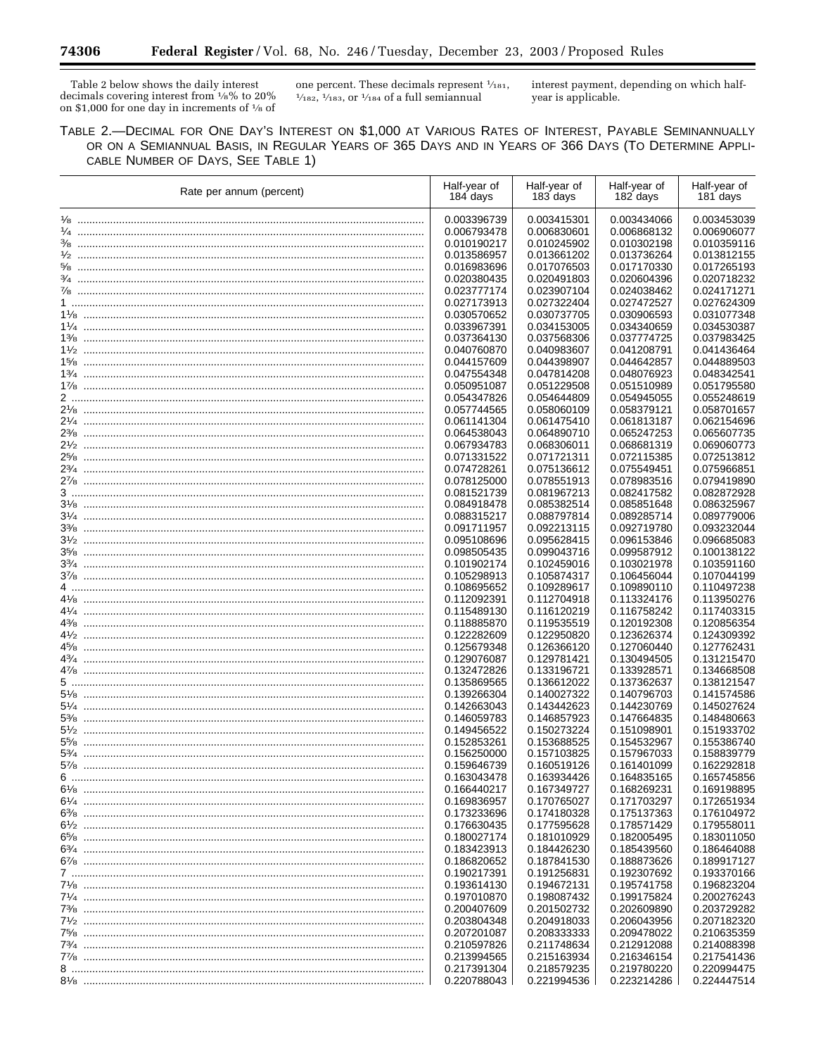Table 2 below shows the daily interest decimals covering interest from 1/8% to 20% on $1,000 for one day in increments of 1/8 of one percent. These decimals represent 1/181, 1/182, 1/183, or 1/184 of a full semiannual interest payment, depending on which half-year is applicable.

TABLE 2.—DECIMAL FOR ONE DAY'S INTEREST ON $1,000 AT VARIOUS RATES OF INTEREST, PAYABLE SEMINANNUALLY OR ON A SEMIANNUAL BASIS, IN REGULAR YEARS OF 365 DAYS AND IN YEARS OF 366 DAYS (TO DETERMINE APPLICABLE NUMBER OF DAYS, SEE TABLE 1)

| Rate per annum (percent) | Half-year of 184 days | Half-year of 183 days | Half-year of 182 days | Half-year of 181 days |
|---|---|---|---|---|
| 1/8 | 0.003396739 | 0.003415301 | 0.003434066 | 0.003453039 |
| 1/4 | 0.006793478 | 0.006830601 | 0.006868132 | 0.006906077 |
| 3/8 | 0.010190217 | 0.010245902 | 0.010302198 | 0.010359116 |
| 1/2 | 0.013586957 | 0.013661202 | 0.013736264 | 0.013812155 |
| 5/8 | 0.016983696 | 0.017076503 | 0.017170330 | 0.017265193 |
| 3/4 | 0.020380435 | 0.020491803 | 0.020604396 | 0.020718232 |
| 7/8 | 0.023777174 | 0.023907104 | 0.024038462 | 0.024171271 |
| 1 | 0.027173913 | 0.027322404 | 0.027472527 | 0.027624309 |
| 1 1/8 | 0.030570652 | 0.030737705 | 0.030906593 | 0.031077348 |
| 1 1/4 | 0.033967391 | 0.034153005 | 0.034340659 | 0.034530387 |
| 1 3/8 | 0.037364130 | 0.037568306 | 0.037774725 | 0.037983425 |
| 1 1/2 | 0.040760870 | 0.040983607 | 0.041208791 | 0.041436464 |
| 1 5/8 | 0.044157609 | 0.044398907 | 0.044642857 | 0.044889503 |
| 1 3/4 | 0.047554348 | 0.047814208 | 0.048076923 | 0.048342541 |
| 1 7/8 | 0.050951087 | 0.051229508 | 0.051510989 | 0.051795580 |
| 2 | 0.054347826 | 0.054644809 | 0.054945055 | 0.055248619 |
| 2 1/8 | 0.057744565 | 0.058060109 | 0.058379121 | 0.058701657 |
| 2 1/4 | 0.061141304 | 0.061475410 | 0.061813187 | 0.062154696 |
| 2 3/8 | 0.064538043 | 0.064890710 | 0.065247253 | 0.065607735 |
| 2 1/2 | 0.067934783 | 0.068306011 | 0.068681319 | 0.069060773 |
| 2 5/8 | 0.071331522 | 0.071721311 | 0.072115385 | 0.072513812 |
| 2 3/4 | 0.074728261 | 0.075136612 | 0.075549451 | 0.075966851 |
| 2 7/8 | 0.078125000 | 0.078551913 | 0.078983516 | 0.079419890 |
| 3 | 0.081521739 | 0.081967213 | 0.082417582 | 0.082872928 |
| 3 1/8 | 0.084918478 | 0.085382514 | 0.085851648 | 0.086325967 |
| 3 1/4 | 0.088315217 | 0.088797814 | 0.089285714 | 0.089779006 |
| 3 3/8 | 0.091711957 | 0.092213115 | 0.092719780 | 0.093232044 |
| 3 1/2 | 0.095108696 | 0.095628415 | 0.096153846 | 0.096685083 |
| 3 5/8 | 0.098505435 | 0.099043716 | 0.099587912 | 0.100138122 |
| 3 3/4 | 0.101902174 | 0.102459016 | 0.103021978 | 0.103591160 |
| 3 7/8 | 0.105298913 | 0.105874317 | 0.106456044 | 0.107044199 |
| 4 | 0.108695652 | 0.109289617 | 0.109890110 | 0.110497238 |
| 4 1/8 | 0.112092391 | 0.112704918 | 0.113324176 | 0.113950276 |
| 4 1/4 | 0.115489130 | 0.116120219 | 0.116758242 | 0.117403315 |
| 4 3/8 | 0.118885870 | 0.119535519 | 0.120192308 | 0.120856354 |
| 4 1/2 | 0.122282609 | 0.122950820 | 0.123626374 | 0.124309392 |
| 4 5/8 | 0.125679348 | 0.126366120 | 0.127060440 | 0.127762431 |
| 4 3/4 | 0.129076087 | 0.129781421 | 0.130494505 | 0.131215470 |
| 4 7/8 | 0.132472826 | 0.133196721 | 0.133928571 | 0.134668508 |
| 5 | 0.135869565 | 0.136612022 | 0.137362637 | 0.138121547 |
| 5 1/8 | 0.139266304 | 0.140027322 | 0.140796703 | 0.141574586 |
| 5 1/4 | 0.142663043 | 0.143442623 | 0.144230769 | 0.145027624 |
| 5 3/8 | 0.146059783 | 0.146857923 | 0.147664835 | 0.148480663 |
| 5 1/2 | 0.149456522 | 0.150273224 | 0.151098901 | 0.151933702 |
| 5 5/8 | 0.152853261 | 0.153688525 | 0.154532967 | 0.155386740 |
| 5 3/4 | 0.156250000 | 0.157103825 | 0.157967033 | 0.158839779 |
| 5 7/8 | 0.159646739 | 0.160519126 | 0.161401099 | 0.162292818 |
| 6 | 0.163043478 | 0.163934426 | 0.164835165 | 0.165745856 |
| 6 1/8 | 0.166440217 | 0.167349727 | 0.168269231 | 0.169198895 |
| 6 1/4 | 0.169836957 | 0.170765027 | 0.171703297 | 0.172651934 |
| 6 3/8 | 0.173233696 | 0.174180328 | 0.175137363 | 0.176104972 |
| 6 1/2 | 0.176630435 | 0.177595628 | 0.178571429 | 0.179558011 |
| 6 5/8 | 0.180027174 | 0.181010929 | 0.182005495 | 0.183011050 |
| 6 3/4 | 0.183423913 | 0.184426230 | 0.185439560 | 0.186464088 |
| 6 7/8 | 0.186820652 | 0.187841530 | 0.188873626 | 0.189917127 |
| 7 | 0.190217391 | 0.191256831 | 0.192307692 | 0.193370166 |
| 7 1/8 | 0.193614130 | 0.194672131 | 0.195741758 | 0.196823204 |
| 7 1/4 | 0.197010870 | 0.198087432 | 0.199175824 | 0.200276243 |
| 7 3/8 | 0.200407609 | 0.201502732 | 0.202609890 | 0.203729282 |
| 7 1/2 | 0.203804348 | 0.204918033 | 0.206043956 | 0.207182320 |
| 7 5/8 | 0.207201087 | 0.208333333 | 0.209478022 | 0.210635359 |
| 7 3/4 | 0.210597826 | 0.211748634 | 0.212912088 | 0.214088398 |
| 7 7/8 | 0.213994565 | 0.215163934 | 0.216346154 | 0.217541436 |
| 8 | 0.217391304 | 0.218579235 | 0.219780220 | 0.220994475 |
| 8 1/8 | 0.220788043 | 0.221994536 | 0.223214286 | 0.224447514 |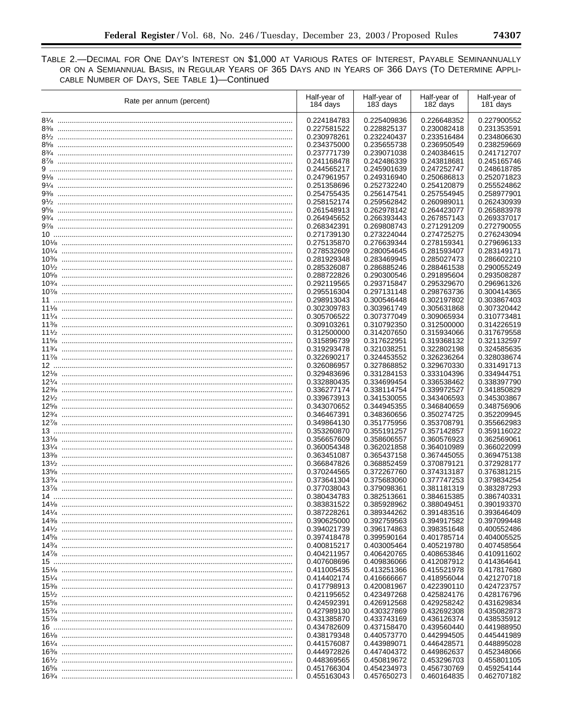TABLE 2.—DECIMAL FOR ONE DAY'S INTEREST ON $1,000 AT VARIOUS RATES OF INTEREST, PAYABLE SEMIANNUALLY OR ON A SEMIANNUAL BASIS, IN REGULAR YEARS OF 365 DAYS AND IN YEARS OF 366 DAYS (TO DETERMINE APPLICABLE NUMBER OF DAYS, SEE TABLE 1)—Continued

| Rate per annum (percent) | Half-year of 184 days | Half-year of 183 days | Half-year of 182 days | Half-year of 181 days |
|---|---|---|---|---|
| 8¼ | 0.224184783 | 0.225409836 | 0.226648352 | 0.227900552 |
| 8⅜ | 0.227581522 | 0.228825137 | 0.230082418 | 0.231353591 |
| 8½ | 0.230978261 | 0.232240437 | 0.233516484 | 0.234806630 |
| 8⅝ | 0.234375000 | 0.235655738 | 0.236950549 | 0.238259669 |
| 8¾ | 0.237771739 | 0.239071038 | 0.240384615 | 0.241712707 |
| 8⅞ | 0.241168478 | 0.242486339 | 0.243818681 | 0.245165746 |
| 9 | 0.244565217 | 0.245901639 | 0.247252747 | 0.248618785 |
| 9⅛ | 0.247961957 | 0.249316940 | 0.250686813 | 0.252071823 |
| 9¼ | 0.251358696 | 0.252732240 | 0.254120879 | 0.255524862 |
| 9⅜ | 0.254755435 | 0.256147541 | 0.257554945 | 0.258977901 |
| 9½ | 0.258152174 | 0.259562842 | 0.260989011 | 0.262430939 |
| 9⅝ | 0.261548913 | 0.262978142 | 0.264423077 | 0.265883978 |
| 9¾ | 0.264945652 | 0.266393443 | 0.267857143 | 0.269337017 |
| 9⅞ | 0.268342391 | 0.269808743 | 0.271291209 | 0.272790055 |
| 10 | 0.271739130 | 0.273224044 | 0.274725275 | 0.276243094 |
| 10⅛ | 0.275135870 | 0.276639344 | 0.278159341 | 0.279696133 |
| 10¼ | 0.278532609 | 0.280054645 | 0.281593407 | 0.283149171 |
| 10⅜ | 0.281929348 | 0.283469945 | 0.285027473 | 0.286602210 |
| 10½ | 0.285326087 | 0.286885246 | 0.288461538 | 0.290055249 |
| 10⅝ | 0.288722826 | 0.290300546 | 0.291895604 | 0.293508287 |
| 10¾ | 0.292119565 | 0.293715847 | 0.295329670 | 0.296961326 |
| 10⅞ | 0.295516304 | 0.297131148 | 0.298763736 | 0.300414365 |
| 11 | 0.298913043 | 0.300546448 | 0.302197802 | 0.303867403 |
| 11⅛ | 0.302309783 | 0.303961749 | 0.305631868 | 0.307320442 |
| 11¼ | 0.305706522 | 0.307377049 | 0.309065934 | 0.310773481 |
| 11⅜ | 0.309103261 | 0.310792350 | 0.312500000 | 0.314226519 |
| 11½ | 0.312500000 | 0.314207650 | 0.315934066 | 0.317679558 |
| 11⅝ | 0.315896739 | 0.317622951 | 0.319368132 | 0.321132597 |
| 11¾ | 0.319293478 | 0.321038251 | 0.322802198 | 0.324585635 |
| 11⅞ | 0.322690217 | 0.324453552 | 0.326236264 | 0.328038674 |
| 12 | 0.326086957 | 0.327868852 | 0.329670330 | 0.331491713 |
| 12⅛ | 0.329483696 | 0.331284153 | 0.333104396 | 0.334944751 |
| 12¼ | 0.332880435 | 0.334699454 | 0.336538462 | 0.338397790 |
| 12⅜ | 0.336277174 | 0.338114754 | 0.339972527 | 0.341850829 |
| 12½ | 0.339673913 | 0.341530055 | 0.343406593 | 0.345303867 |
| 12⅝ | 0.343070652 | 0.344945355 | 0.346840659 | 0.348756906 |
| 12¾ | 0.346467391 | 0.348360656 | 0.350274725 | 0.352209945 |
| 12⅞ | 0.349864130 | 0.351775956 | 0.353708791 | 0.355662983 |
| 13 | 0.353260870 | 0.355191257 | 0.357142857 | 0.359116022 |
| 13⅛ | 0.356657609 | 0.358606557 | 0.360576923 | 0.362569061 |
| 13¼ | 0.360054348 | 0.362021858 | 0.364010989 | 0.366022099 |
| 13⅜ | 0.363451087 | 0.365437158 | 0.367445055 | 0.369475138 |
| 13½ | 0.366847826 | 0.368852459 | 0.370879121 | 0.372928177 |
| 13⅝ | 0.370244565 | 0.372267760 | 0.374313187 | 0.376381215 |
| 13¾ | 0.373641304 | 0.375683060 | 0.377747253 | 0.379834254 |
| 13⅞ | 0.377038043 | 0.379098361 | 0.381181319 | 0.383287293 |
| 14 | 0.380434783 | 0.382513661 | 0.384615385 | 0.386740331 |
| 14⅛ | 0.383831522 | 0.385928962 | 0.388049451 | 0.390193370 |
| 14¼ | 0.387228261 | 0.389344262 | 0.391483516 | 0.393646409 |
| 14⅜ | 0.390625000 | 0.392759563 | 0.394917582 | 0.397099448 |
| 14½ | 0.394021739 | 0.396174863 | 0.398351648 | 0.400552486 |
| 14⅝ | 0.397418478 | 0.399590164 | 0.401785714 | 0.404005525 |
| 14¾ | 0.400815217 | 0.403005464 | 0.405219780 | 0.407458564 |
| 14⅞ | 0.404211957 | 0.406420765 | 0.408653846 | 0.410911602 |
| 15 | 0.407608696 | 0.409836066 | 0.412087912 | 0.414364641 |
| 15⅛ | 0.411005435 | 0.413251366 | 0.415521978 | 0.417817680 |
| 15¼ | 0.414402174 | 0.416666667 | 0.418956044 | 0.421270718 |
| 15⅜ | 0.417798913 | 0.420081967 | 0.422390110 | 0.424723757 |
| 15½ | 0.421195652 | 0.423497268 | 0.425824176 | 0.428176796 |
| 15⅝ | 0.424592391 | 0.426912568 | 0.429258242 | 0.431629834 |
| 15¾ | 0.427989130 | 0.430327869 | 0.432692308 | 0.435082873 |
| 15⅞ | 0.431385870 | 0.433743169 | 0.436126374 | 0.438535912 |
| 16 | 0.434782609 | 0.437158470 | 0.439560440 | 0.441988950 |
| 16⅛ | 0.438179348 | 0.440573770 | 0.442994505 | 0.445441989 |
| 16¼ | 0.441576087 | 0.443989071 | 0.446428571 | 0.448895028 |
| 16⅜ | 0.444972826 | 0.447404372 | 0.449862637 | 0.452348066 |
| 16½ | 0.448369565 | 0.450819672 | 0.453296703 | 0.455801105 |
| 16⅝ | 0.451766304 | 0.454234973 | 0.456730769 | 0.459254144 |
| 16¾ | 0.455163043 | 0.457650273 | 0.460164835 | 0.462707182 |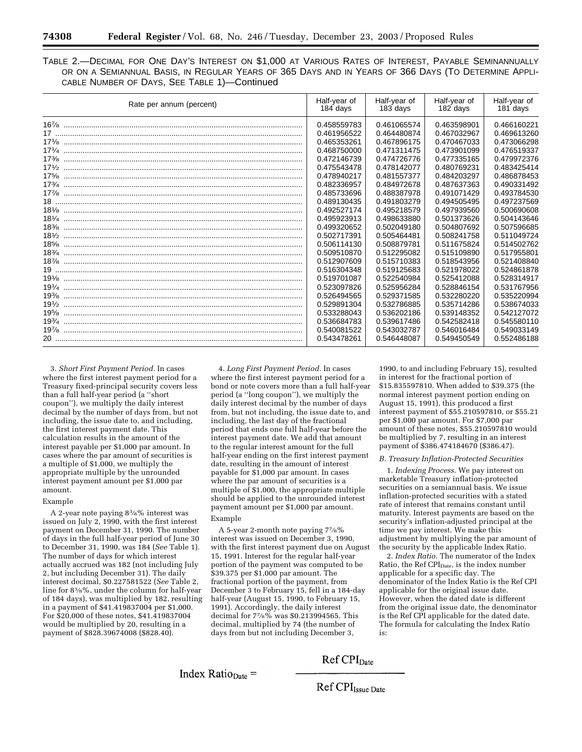TABLE 2.—DECIMAL FOR ONE DAY'S INTEREST ON $1,000 AT VARIOUS RATES OF INTEREST, PAYABLE SEMIANNUALLY OR ON A SEMIANNUAL BASIS, IN REGULAR YEARS OF 365 DAYS AND IN YEARS OF 366 DAYS (TO DETERMINE APPLICABLE NUMBER OF DAYS, SEE TABLE 1)—Continued

| Rate per annum (percent) | Half-year of 184 days | Half-year of 183 days | Half-year of 182 days | Half-year of 181 days |
|---|---|---|---|---|
| 16⅞ | 0.458559783 | 0.461065574 | 0.463598901 | 0.466160221 |
| 17 | 0.461956522 | 0.464480874 | 0.467032967 | 0.469613260 |
| 17⅛ | 0.465353261 | 0.467896175 | 0.470467033 | 0.473066298 |
| 17¼ | 0.468750000 | 0.471311475 | 0.473901099 | 0.476519337 |
| 17⅜ | 0.472146739 | 0.474726776 | 0.477335165 | 0.479972376 |
| 17½ | 0.475543478 | 0.478142077 | 0.480769231 | 0.483425414 |
| 17⅝ | 0.478940217 | 0.481557377 | 0.484203297 | 0.486878453 |
| 17¾ | 0.482336957 | 0.484972678 | 0.487637363 | 0.490331492 |
| 17⅞ | 0.485733696 | 0.488387978 | 0.491071429 | 0.493784530 |
| 18 | 0.489130435 | 0.491803279 | 0.494505495 | 0.497237569 |
| 18⅛ | 0.492527174 | 0.495218579 | 0.497939560 | 0.500690608 |
| 18¼ | 0.495923913 | 0.498633880 | 0.501373626 | 0.504143646 |
| 18⅜ | 0.499320652 | 0.502049180 | 0.504807692 | 0.507596685 |
| 18½ | 0.502717391 | 0.505464481 | 0.508241758 | 0.511049724 |
| 18⅝ | 0.506114130 | 0.508879781 | 0.511675824 | 0.514502762 |
| 18¾ | 0.509510870 | 0.512295082 | 0.515109890 | 0.517955801 |
| 18⅞ | 0.512907609 | 0.515710383 | 0.518543956 | 0.521408840 |
| 19 | 0.516304348 | 0.519125683 | 0.521978022 | 0.524861878 |
| 19⅛ | 0.519701087 | 0.522540984 | 0.525412088 | 0.528314917 |
| 19¼ | 0.523097826 | 0.525956284 | 0.528846154 | 0.531767956 |
| 19⅜ | 0.526494565 | 0.529371585 | 0.532280220 | 0.535220994 |
| 19½ | 0.529891304 | 0.532786885 | 0.535714286 | 0.538674033 |
| 19⅝ | 0.533288043 | 0.536202186 | 0.539148352 | 0.542127072 |
| 19¾ | 0.536684783 | 0.539617486 | 0.542582418 | 0.545580110 |
| 19⅞ | 0.540081522 | 0.543032787 | 0.546016484 | 0.549033149 |
| 20 | 0.543478261 | 0.546448087 | 0.549450549 | 0.552486188 |

3. *Short First Payment Period.* In cases where the first interest payment period for a Treasury fixed-principal security covers less than a full half-year period (a ''short coupon''), we multiply the daily interest decimal by the number of days from, but not including, the issue date to, and including, the first interest payment date. This calculation results in the amount of the interest payable per $1,000 par amount. In cases where the par amount of securities is a multiple of $1,000, we multiply the appropriate multiple by the unrounded interest payment amount per $1,000 par amount.

Example

A 2-year note paying 8⅜% interest was issued on July 2, 1990, with the first interest payment on December 31, 1990. The number of days in the full half-year period of June 30 to December 31, 1990, was 184 (*See* Table 1). The number of days for which interest actually accrued was 182 (not including July 2, but including December 31). The daily interest decimal, $0.227581522 (*See* Table 2, line for 8⅜%, under the column for half-year of 184 days), was multiplied by 182, resulting in a payment of $41.419837004 per $1,000. For $20,000 of these notes, $41.419837004 would be multiplied by 20, resulting in a payment of $828.39674008 ($828.40).

4. *Long First Payment Period.* In cases where the first interest payment period for a bond or note covers more than a full half-year period (a ''long coupon''), we multiply the daily interest decimal by the number of days from, but not including, the issue date to, and including, the last day of the fractional period that ends one full half-year before the interest payment date. We add that amount to the regular interest amount for the full half-year ending on the first interest payment date, resulting in the amount of interest payable for $1,000 par amount. In cases where the par amount of securities is a multiple of $1,000, the appropriate multiple should be applied to the unrounded interest payment amount per $1,000 par amount.

Example

A 5-year 2-month note paying 7⅞% interest was issued on December 3, 1990, with the first interest payment due on August 15, 1991. Interest for the regular half-year portion of the payment was computed to be $39.375 per $1,000 par amount. The fractional portion of the payment, from December 3 to February 15, fell in a 184-day half-year (August 15, 1990, to February 15, 1991). Accordingly, the daily interest decimal for 7⅞% was $0.213994565. This decimal, multiplied by 74 (the number of days from but not including December 3, 1990, to and including February 15), resulted in interest for the fractional portion of $15.835597810. When added to $39.375 (the normal interest payment portion ending on August 15, 1991), this produced a first interest payment of $55.210597810, or $55.21 per $1,000 par amount. For $7,000 par amount of these notes, $55.210597810 would be multiplied by 7, resulting in an interest payment of $386.474184670 ($386.47).

*B. Treasury Inflation-Protected Securities*

1. *Indexing Process.* We pay interest on marketable Treasury inflation-protected securities on a semiannual basis. We issue inflation-protected securities with a stated rate of interest that remains constant until maturity. Interest payments are based on the security's inflation-adjusted principal at the time we pay interest. We make this adjustment by multiplying the par amount of the security by the applicable Index Ratio.

2. *Index Ratio.* The numerator of the Index Ratio, the Ref $CPI_{Date}$, is the index number applicable for a specific day. The denominator of the Index Ratio is the Ref CPI applicable for the original issue date. However, when the dated date is different from the original issue date, the denominator is the Ref CPI applicable for the dated date. The formula for calculating the Index Ratio is:

$$\text{Index Ratio}_{Date} = \frac{\text{Ref CPI}_{Date}}{\text{Ref CPI}_{Issue\ Date}}$$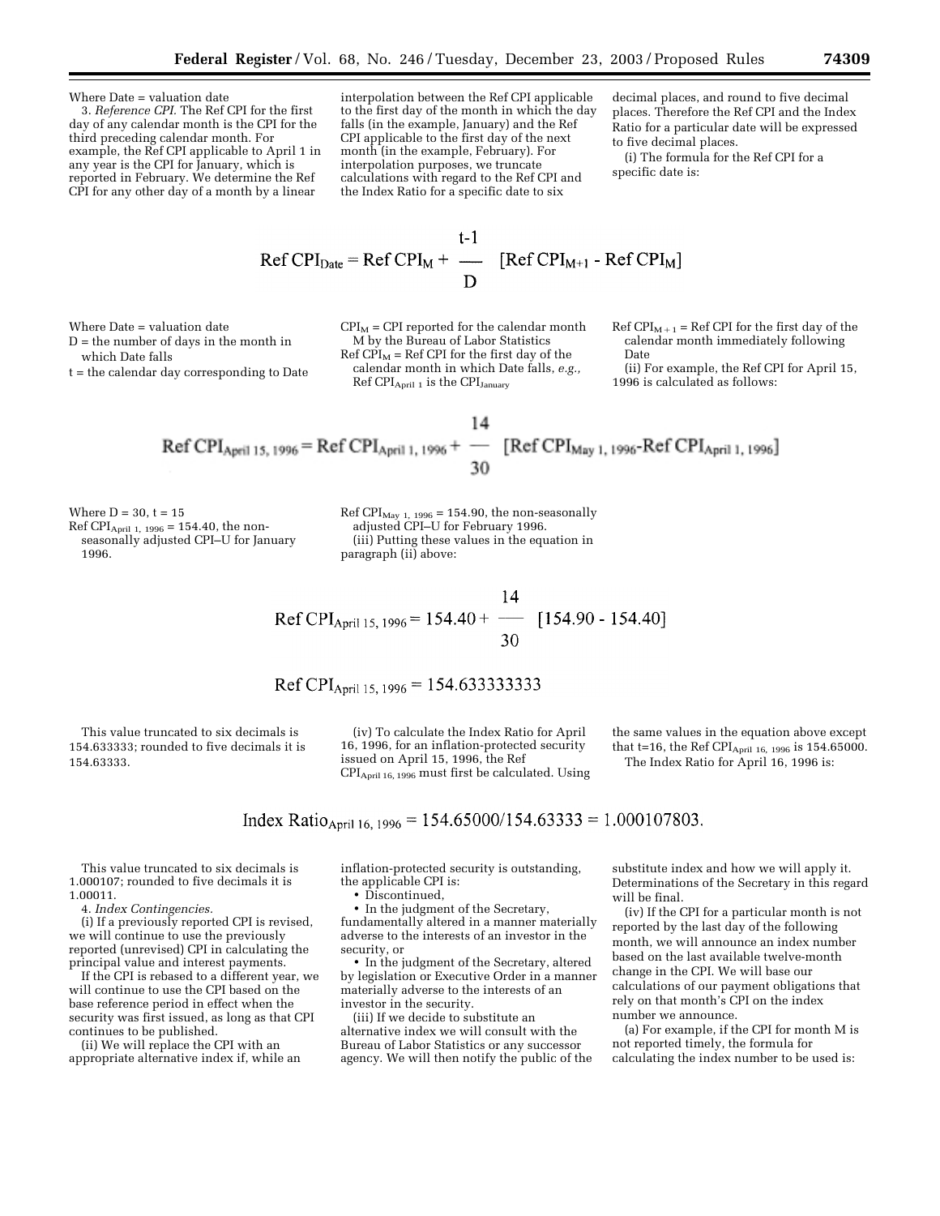Where Date = valuation date

3. *Reference CPI.* The Ref CPI for the first day of any calendar month is the CPI for the third preceding calendar month. For example, the Ref CPI applicable to April 1 in any year is the CPI for January, which is reported in February. We determine the Ref CPI for any other day of a month by a linear interpolation between the Ref CPI applicable to the first day of the month in which the day falls (in the example, January) and the Ref CPI applicable to the first day of the next month (in the example, February). For interpolation purposes, we truncate calculations with regard to the Ref CPI and the Index Ratio for a specific date to six decimal places, and round to five decimal places. Therefore the Ref CPI and the Index Ratio for a particular date will be expressed to five decimal places.

(i) The formula for the Ref CPI for a specific date is:

$$\text{Ref CPI}_{\text{Date}} = \text{Ref CPI}_{\text{M}} + \frac{t-1}{D}\left[\text{Ref CPI}_{\text{M+1}} - \text{Ref CPI}_{\text{M}}\right]$$

Where Date = valuation date

D = the number of days in the month in which Date falls

t = the calendar day corresponding to Date

$\text{CPI}_{\text{M}}$ = CPI reported for the calendar month M by the Bureau of Labor Statistics

$\text{Ref CPI}_{\text{M}}$ = Ref CPI for the first day of the calendar month in which Date falls, *e.g.,* $\text{Ref CPI}_{\text{April 1}}$ is the $\text{CPI}_{\text{January}}$

$\text{Ref CPI}_{\text{M + 1}}$ = Ref CPI for the first day of the calendar month immediately following Date

(ii) For example, the Ref CPI for April 15, 1996 is calculated as follows:

$$\text{Ref CPI}_{\text{April 15, 1996}} = \text{Ref CPI}_{\text{April 1, 1996}} + \frac{14}{30}\left[\text{Ref CPI}_{\text{May 1, 1996}} - \text{Ref CPI}_{\text{April 1, 1996}}\right]$$

Where D = 30, t = 15

$\text{Ref CPI}_{\text{April 1, 1996}}$ = 154.40, the non-seasonally adjusted CPI–U for January 1996.

$\text{Ref CPI}_{\text{May 1, 1996}}$ = 154.90, the non-seasonally adjusted CPI–U for February 1996.

(iii) Putting these values in the equation in paragraph (ii) above:

$$\text{Ref CPI}_{\text{April 15, 1996}} = 154.40 + \frac{14}{30}\left[154.90 - 154.40\right]$$

$$\text{Ref CPI}_{\text{April 15, 1996}} = 154.633333333$$

This value truncated to six decimals is 154.633333; rounded to five decimals it is 154.63333.

(iv) To calculate the Index Ratio for April 16, 1996, for an inflation-protected security issued on April 15, 1996, the Ref $\text{CPI}_{\text{April 16, 1996}}$ must first be calculated. Using the same values in the equation above except that t=16, the Ref $\text{CPI}_{\text{April 16, 1996}}$ is 154.65000.

The Index Ratio for April 16, 1996 is:

$$\text{Index Ratio}_{\text{April 16, 1996}} = 154.65000/154.63333 = 1.000107803.$$

This value truncated to six decimals is 1.000107; rounded to five decimals it is 1.00011.

4. *Index Contingencies.*

(i) If a previously reported CPI is revised, we will continue to use the previously reported (unrevised) CPI in calculating the principal value and interest payments.

If the CPI is rebased to a different year, we will continue to use the CPI based on the base reference period in effect when the security was first issued, as long as that CPI continues to be published.

(ii) We will replace the CPI with an appropriate alternative index if, while an inflation-protected security is outstanding, the applicable CPI is:

- Discontinued,
- In the judgment of the Secretary, fundamentally altered in a manner materially adverse to the interests of an investor in the security, or
- In the judgment of the Secretary, altered by legislation or Executive Order in a manner materially adverse to the interests of an investor in the security.

(iii) If we decide to substitute an alternative index we will consult with the Bureau of Labor Statistics or any successor agency. We will then notify the public of the substitute index and how we will apply it. Determinations of the Secretary in this regard will be final.

(iv) If the CPI for a particular month is not reported by the last day of the following month, we will announce an index number based on the last available twelve-month change in the CPI. We will base our calculations of our payment obligations that rely on that month's CPI on the index number we announce.

(a) For example, if the CPI for month M is not reported timely, the formula for calculating the index number to be used is: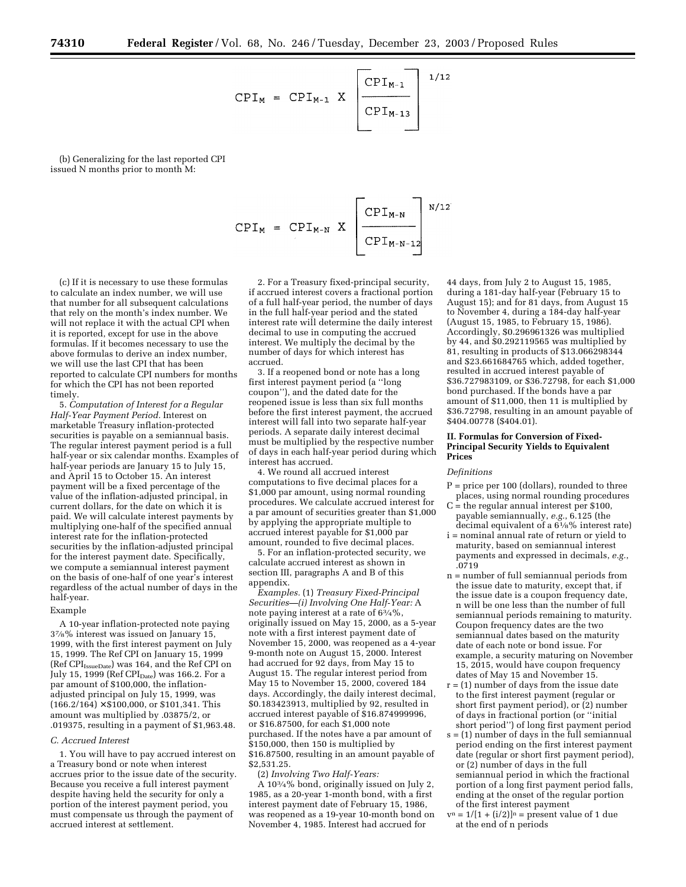$$CPI_M = CPI_{M-1} \times \left[ \frac{CPI_{M-1}}{CPI_{M-13}} \right]^{1/12}$$

(b) Generalizing for the last reported CPI issued N months prior to month M:

$$CPI_M = CPI_{M-N} \times \left[ \frac{CPI_{M-N}}{CPI_{M-N-12}} \right]^{N/12}$$

(c) If it is necessary to use these formulas to calculate an index number, we will use that number for all subsequent calculations that rely on the month's index number. We will not replace it with the actual CPI when it is reported, except for use in the above formulas. If it becomes necessary to use the above formulas to derive an index number, we will use the last CPI that has been reported to calculate CPI numbers for months for which the CPI has not been reported timely.

5. *Computation of Interest for a Regular Half-Year Payment Period.* Interest on marketable Treasury inflation-protected securities is payable on a semiannual basis. The regular interest payment period is a full half-year or six calendar months. Examples of half-year periods are January 15 to July 15, and April 15 to October 15. An interest payment will be a fixed percentage of the value of the inflation-adjusted principal, in current dollars, for the date on which it is paid. We will calculate interest payments by multiplying one-half of the specified annual interest rate for the inflation-protected securities by the inflation-adjusted principal for the interest payment date. Specifically, we compute a semiannual interest payment on the basis of one-half of one year's interest regardless of the actual number of days in the half-year.

Example

A 10-year inflation-protected note paying 3⅞% interest was issued on January 15, 1999, with the first interest payment on July 15, 1999. The Ref CPI on January 15, 1999 (Ref $CPI_{IssueDate}$) was 164, and the Ref CPI on July 15, 1999 (Ref $CPI_{Date}$) was 166.2. For a par amount of $100,000, the inflation-adjusted principal on July 15, 1999, was (166.2/164) × $100,000, or $101,341. This amount was multiplied by .03875/2, or .019375, resulting in a payment of $1,963.48.

*C. Accrued Interest*

1. You will have to pay accrued interest on a Treasury bond or note when interest accrues prior to the issue date of the security. Because you receive a full interest payment despite having held the security for only a portion of the interest payment period, you must compensate us through the payment of accrued interest at settlement.

2. For a Treasury fixed-principal security, if accrued interest covers a fractional portion of a full half-year period, the number of days in the full half-year period and the stated interest rate will determine the daily interest decimal to use in computing the accrued interest. We multiply the decimal by the number of days for which interest has accrued.

3. If a reopened bond or note has a long first interest payment period (a "long coupon"), and the dated date for the reopened issue is less than six full months before the first interest payment, the accrued interest will fall into two separate half-year periods. A separate daily interest decimal must be multiplied by the respective number of days in each half-year period during which interest has accrued.

4. We round all accrued interest computations to five decimal places for a $1,000 par amount, using normal rounding procedures. We calculate accrued interest for a par amount of securities greater than $1,000 by applying the appropriate multiple to accrued interest payable for $1,000 par amount, rounded to five decimal places.

5. For an inflation-protected security, we calculate accrued interest as shown in section III, paragraphs A and B of this appendix.

*Examples.* (1) *Treasury Fixed-Principal Securities—(i) Involving One Half-Year:* A note paying interest at a rate of 6¾%, originally issued on May 15, 2000, as a 5-year note with a first interest payment date of November 15, 2000, was reopened as a 4-year 9-month note on August 15, 2000. Interest had accrued for 92 days, from May 15 to August 15. The regular interest period from May 15 to November 15, 2000, covered 184 days. Accordingly, the daily interest decimal, $0.183423913, multiplied by 92, resulted in accrued interest payable of $16.874999996, or $16.87500, for each $1,000 note purchased. If the notes have a par amount of $150,000, then 150 is multiplied by $16.87500, resulting in an amount payable of $2,531.25.

(2) *Involving Two Half-Years:*

A 10¾% bond, originally issued on July 2, 1985, as a 20-year 1-month bond, with a first interest payment date of February 15, 1986, was reopened as a 19-year 10-month bond on November 4, 1985. Interest had accrued for 44 days, from July 2 to August 15, 1985, during a 181-day half-year (February 15 to August 15); and for 81 days, from August 15 to November 4, during a 184-day half-year (August 15, 1985, to February 15, 1986). Accordingly, $0.296961326 was multiplied by 44, and $0.292119565 was multiplied by 81, resulting in products of $13.066298344 and $23.661684765 which, added together, resulted in accrued interest payable of $36.727983109, or $36.72798, for each $1,000 bond purchased. If the bonds have a par amount of $11,000, then 11 is multiplied by $36.72798, resulting in an amount payable of $404.00778 ($404.01).

## II. Formulas for Conversion of Fixed-Principal Security Yields to Equivalent Prices

*Definitions*

P = price per 100 (dollars), rounded to three places, using normal rounding procedures

C = the regular annual interest per $100, payable semiannually, *e.g.*, 6.125 (the decimal equivalent of a 6⅛% interest rate)

i = nominal annual rate of return or yield to maturity, based on semiannual interest payments and expressed in decimals, *e.g.*, .0719

n = number of full semiannual periods from the issue date to maturity, except that, if the issue date is a coupon frequency date, n will be one less than the number of full semiannual periods remaining to maturity. Coupon frequency dates are the two semiannual dates based on the maturity date of each note or bond issue. For example, a security maturing on November 15, 2015, would have coupon frequency dates of May 15 and November 15.

r = (1) number of days from the issue date to the first interest payment (regular or short first payment period), or (2) number of days in fractional portion (or "initial short period") of long first payment period

s = (1) number of days in the full semiannual period ending on the first interest payment date (regular or short first payment period), or (2) number of days in the full semiannual period in which the fractional portion of a long first payment period falls, ending at the onset of the regular portion of the first interest payment

$v^n = 1/[1 + (i/2)]^n$ = present value of 1 due at the end of n periods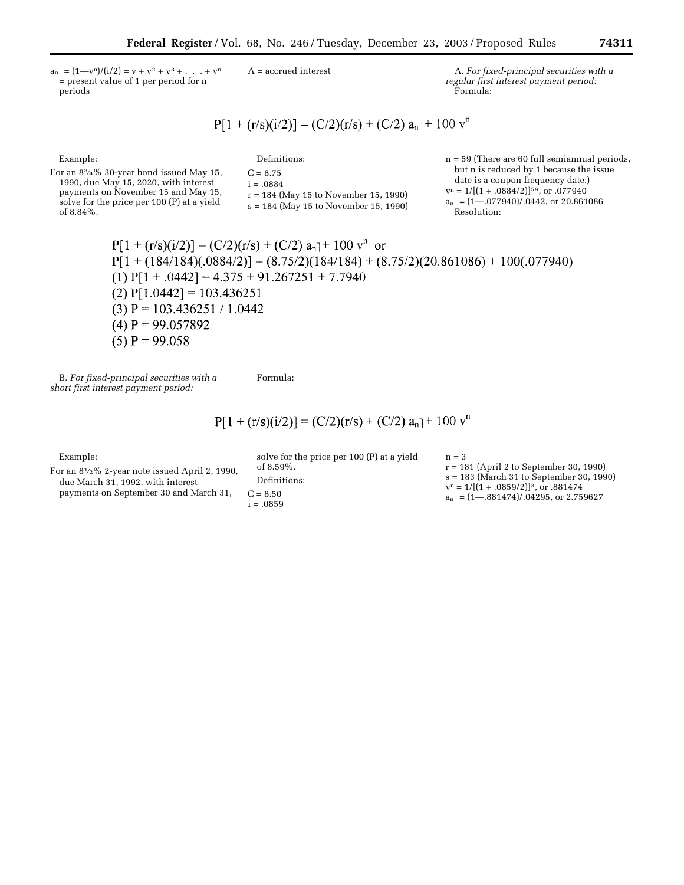$a_n = (1-v^n)/(i/2) = v + v^2 + v^3 + \ldots + v^n$ = present value of 1 per period for n periods

A = accrued interest

A. *For fixed-principal securities with a regular first interest payment period:*

Formula:

$$P[1 + (r/s)(i/2)] = (C/2)(r/s) + (C/2)\, a_{\overline{n}|} + 100\, v^n$$

Example:

For an 8¾% 30-year bond issued May 15, 1990, due May 15, 2020, with interest payments on November 15 and May 15, solve for the price per 100 (P) at a yield of 8.84%.

Definitions:

C = 8.75
i = .0884
r = 184 (May 15 to November 15, 1990)
s = 184 (May 15 to November 15, 1990)
n = 59 (There are 60 full semiannual periods, but n is reduced by 1 because the issue date is a coupon frequency date.)
$v^n = 1/[(1 + .0884/2)]^{59}$, or .077940
$a_n = (1-.077940)/.0442$, or 20.861086

Resolution:

$$P[1 + (r/s)(i/2)] = (C/2)(r/s) + (C/2)\, a_{\overline{n}|} + 100\, v^n \text{ or}$$
$$P[1 + (184/184)(.0884/2)] = (8.75/2)(184/184) + (8.75/2)(20.861086) + 100(.077940)$$
$$(1)\ P[1 + .0442] = 4.375 + 91.267251 + 7.7940$$
$$(2)\ P[1.0442] = 103.436251$$
$$(3)\ P = 103.436251 / 1.0442$$
$$(4)\ P = 99.057892$$
$$(5)\ P = 99.058$$

B. *For fixed-principal securities with a short first interest payment period:*

Formula:

$$P[1 + (r/s)(i/2)] = (C/2)(r/s) + (C/2)\, a_{\overline{n}|} + 100\, v^n$$

Example:

For an 8½% 2-year note issued April 2, 1990, due March 31, 1992, with interest payments on September 30 and March 31, solve for the price per 100 (P) at a yield of 8.59%.

Definitions:

C = 8.50
i = .0859
n = 3
r = 181 (April 2 to September 30, 1990)
s = 183 (March 31 to September 30, 1990)
$v^n = 1/[(1 + .0859/2)]^3$, or .881474
$a_n = (1-.881474)/.04295$, or 2.759627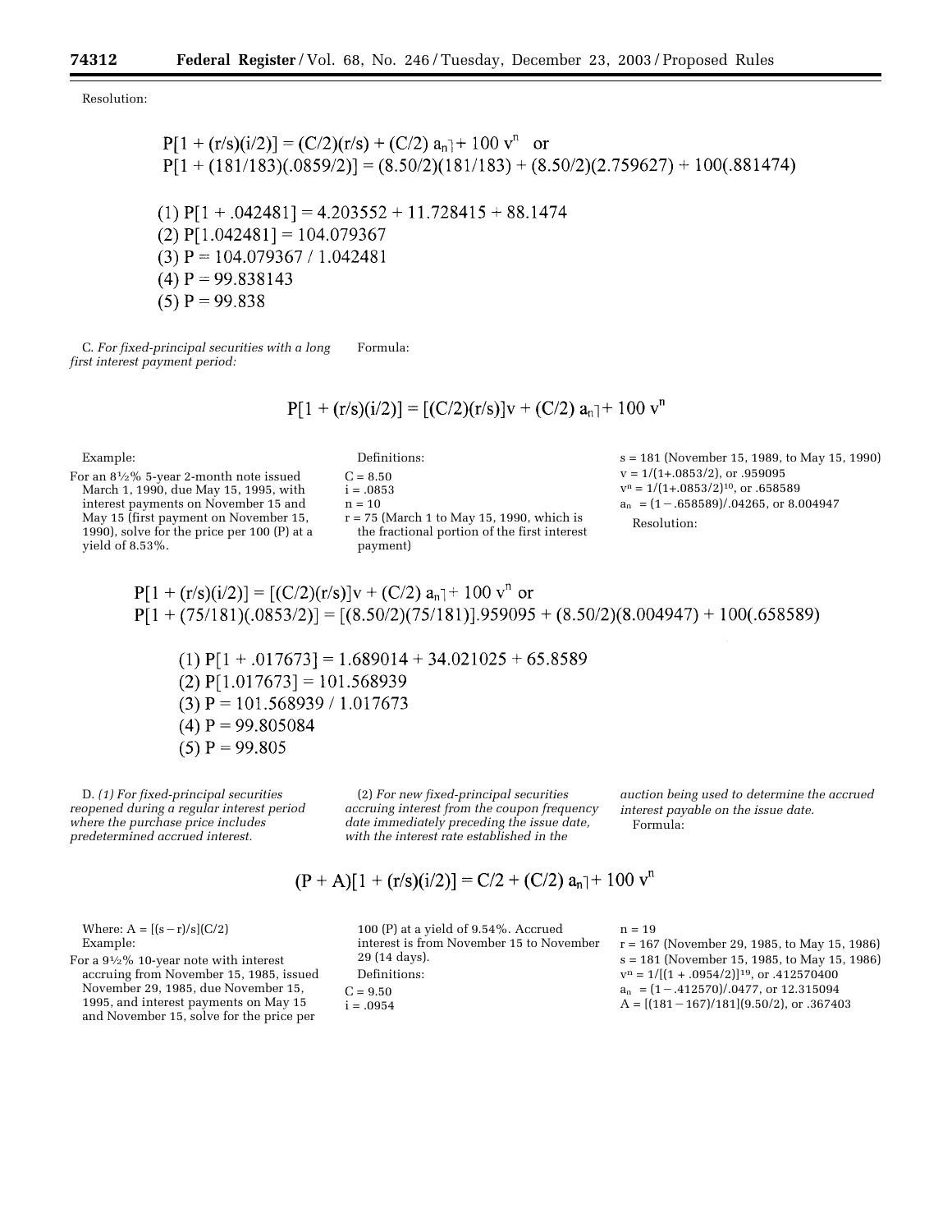Resolution:

$$P[1 + (r/s)(i/2)] = (C/2)(r/s) + (C/2)\,a_{\overline{n}|} + 100\,v^n \quad \text{or}$$

$$P[1 + (181/183)(.0859/2)] = (8.50/2)(181/183) + (8.50/2)(2.759627) + 100(.881474)$$

$$(1)\ P[1 + .042481] = 4.203552 + 11.728415 + 88.1474$$

$$(2)\ P[1.042481] = 104.079367$$

$$(3)\ P = 104.079367 / 1.042481$$

$$(4)\ P = 99.838143$$

$$(5)\ P = 99.838$$

C. *For fixed-principal securities with a long first interest payment period:*

Formula:

$$P[1 + (r/s)(i/2)] = [(C/2)(r/s)]v + (C/2)\,a_{\overline{n}|} + 100\,v^n$$

Example:

For an 8½% 5-year 2-month note issued March 1, 1990, due May 15, 1995, with interest payments on November 15 and May 15 (first payment on November 15, 1990), solve for the price per 100 (P) at a yield of 8.53%.

Definitions:

C = 8.50
i = .0853
n = 10
r = 75 (March 1 to May 15, 1990, which is the fractional portion of the first interest payment)
s = 181 (November 15, 1989, to May 15, 1990)
$v = 1/(1+.0853/2)$, or .959095
$v^n = 1/(1+.0853/2)^{10}$, or .658589
$a_n = (1 - .658589)/.04265$, or 8.004947

Resolution:

$$P[1 + (r/s)(i/2)] = [(C/2)(r/s)]v + (C/2)\,a_{\overline{n}|} + 100\,v^n \quad \text{or}$$

$$P[1 + (75/181)(.0853/2)] = [(8.50/2)(75/181)].959095 + (8.50/2)(8.004947) + 100(.658589)$$

$$(1)\ P[1 + .017673] = 1.689014 + 34.021025 + 65.8589$$

$$(2)\ P[1.017673] = 101.568939$$

$$(3)\ P = 101.568939 / 1.017673$$

$$(4)\ P = 99.805084$$

$$(5)\ P = 99.805$$

D. *(1) For fixed-principal securities reopened during a regular interest period where the purchase price includes predetermined accrued interest.*

*(2) For new fixed-principal securities accruing interest from the coupon frequency date immediately preceding the issue date, with the interest rate established in the auction being used to determine the accrued interest payable on the issue date.*

Formula:

$$(P + A)[1 + (r/s)(i/2)] = C/2 + (C/2)\,a_{\overline{n}|} + 100\,v^n$$

Where: $A = [(s - r)/s](C/2)$

Example:

For a 9½% 10-year note with interest accruing from November 15, 1985, issued November 29, 1985, due November 15, 1995, and interest payments on May 15 and November 15, solve for the price per 100 (P) at a yield of 9.54%. Accrued interest is from November 15 to November 29 (14 days).

Definitions:

C = 9.50
i = .0954
n = 19
r = 167 (November 29, 1985, to May 15, 1986)
s = 181 (November 15, 1985, to May 15, 1986)
$v^n = 1/[(1 + .0954/2)]^{19}$, or .412570400
$a_n = (1 - .412570)/.0477$, or 12.315094
$A = [(181 - 167)/181](9.50/2)$, or .367403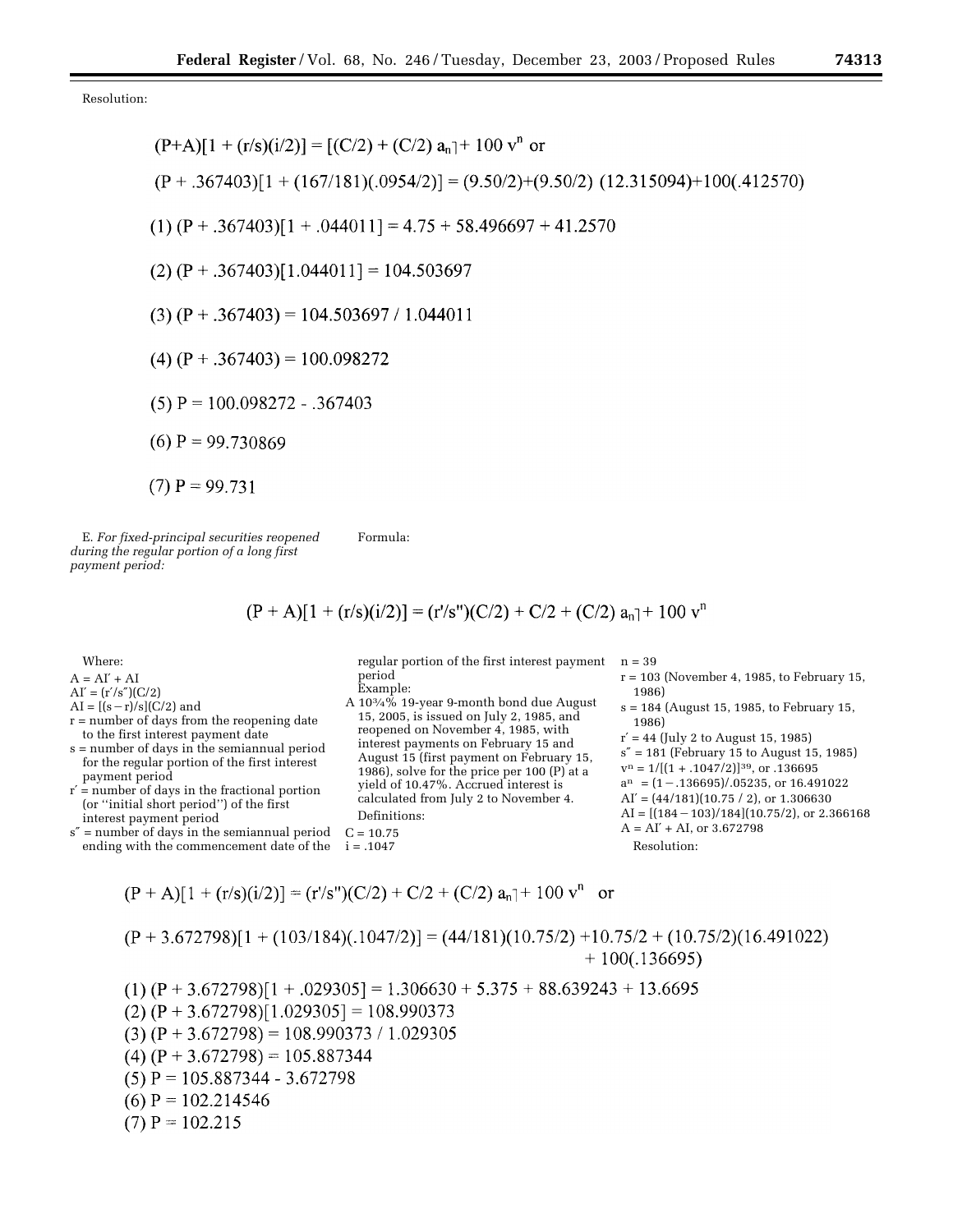Resolution:

$$(P+A)[1 + (r/s)(i/2)] = [(C/2) + (C/2)\, a_{n\rceil}] + 100\, v^n \text{ or}$$

$$(P + .367403)[1 + (167/181)(.0954/2)] = (9.50/2)+(9.50/2)\ (12.315094)+100(.412570)$$

$$(1)\ (P + .367403)[1 + .044011] = 4.75 + 58.496697 + 41.2570$$

$$(2)\ (P + .367403)[1.044011] = 104.503697$$

$$(3)\ (P + .367403) = 104.503697 / 1.044011$$

$$(4)\ (P + .367403) = 100.098272$$

$$(5)\ P = 100.098272 - .367403$$

$$(6)\ P = 99.730869$$

$$(7)\ P = 99.731$$

E. *For fixed-principal securities reopened during the regular portion of a long first payment period:*

Formula:

$$(P + A)[1 + (r/s)(i/2)] = (r'/s'')(C/2) + C/2 + (C/2)\, a_{n\rceil} + 100\, v^n$$

Where:

$A = AI' + AI$

$AI' = (r'/s'')(C/2)$

$AI = [(s - r)/s](C/2)$ and

r = number of days from the reopening date to the first interest payment date

s = number of days in the semiannual period for the regular portion of the first interest payment period

r′ = number of days in the fractional portion (or "initial short period") of the first interest payment period

s″ = number of days in the semiannual period ending with the commencement date of the regular portion of the first interest payment period

Example:

A 10¾% 19-year 9-month bond due August 15, 2005, is issued on July 2, 1985, and reopened on November 4, 1985, with interest payments on February 15 and August 15 (first payment on February 15, 1986), solve for the price per 100 (P) at a yield of 10.47%. Accrued interest is calculated from July 2 to November 4.

Definitions:

C = 10.75

i = .1047

n = 39

r = 103 (November 4, 1985, to February 15, 1986)

s = 184 (August 15, 1985, to February 15, 1986)

r′ = 44 (July 2 to August 15, 1985)

s″ = 181 (February 15 to August 15, 1985)

$v^n = 1/[(1 + .1047/2)]^{39}$, or .136695

$a^n = (1 - .136695)/.05235$, or 16.491022

$AI' = (44/181)(10.75 / 2)$, or 1.306630

$AI = [(184 - 103)/184](10.75/2)$, or 2.366168

$A = AI' + AI$, or 3.672798

Resolution:

$$(P + A)[1 + (r/s)(i/2)] = (r'/s'')(C/2) + C/2 + (C/2)\, a_{n\rceil} + 100\, v^n \text{ or}$$

$$(P + 3.672798)[1 + (103/184)(.1047/2)] = (44/181)(10.75/2) + 10.75/2 + (10.75/2)(16.491022) + 100(.136695)$$

$$(1)\ (P + 3.672798)[1 + .029305] = 1.306630 + 5.375 + 88.639243 + 13.6695$$

$$(2)\ (P + 3.672798)[1.029305] = 108.990373$$

$$(3)\ (P + 3.672798) = 108.990373 / 1.029305$$

$$(4)\ (P + 3.672798) = 105.887344$$

$$(5)\ P = 105.887344 - 3.672798$$

$$(6)\ P = 102.214546$$

$$(7)\ P = 102.215$$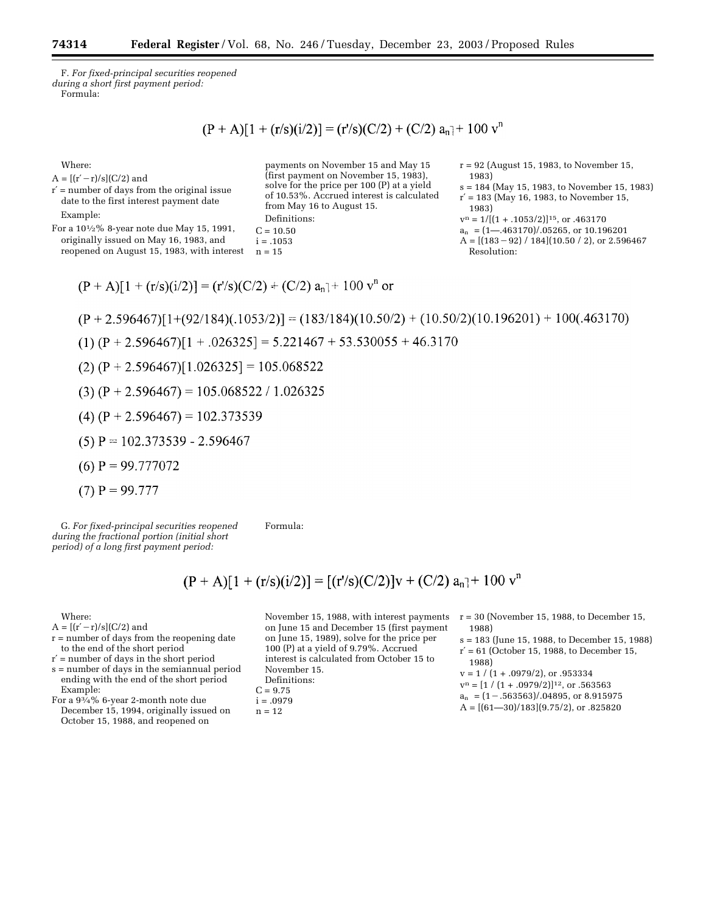F. *For fixed-principal securities reopened during a short first payment period:*

Formula:

$$(P + A)[1 + (r/s)(i/2)] = (r'/s)(C/2) + (C/2)\, a_{\overline{n}|} + 100\, v^n$$

Where:

$A = [(r' - r)/s](C/2)$ and

$r'$ = number of days from the original issue date to the first interest payment date

Example:

For a 10½% 8-year note due May 15, 1991, originally issued on May 16, 1983, and reopened on August 15, 1983, with interest payments on November 15 and May 15 (first payment on November 15, 1983), solve for the price per 100 (P) at a yield of 10.53%. Accrued interest is calculated from May 16 to August 15.

Definitions:

$C = 10.50$

$i = .1053$

$n = 15$

$r = 92$ (August 15, 1983, to November 15, 1983)

$s = 184$ (May 15, 1983, to November 15, 1983)

$r' = 183$ (May 16, 1983, to November 15, 1983)

$v^n = 1/[(1 + .1053/2)]^{15}$, or .463170

$a_{\overline{n}|} = (1 - .463170)/.05265$, or 10.196201

$A = [(183 - 92) / 184](10.50 / 2)$, or 2.596467

Resolution:

$$(P + A)[1 + (r/s)(i/2)] = (r'/s)(C/2) + (C/2)\, a_{\overline{n}|} + 100\, v^n \text{ or}$$

$$(P + 2.596467)[1+(92/184)(.1053/2)] = (183/184)(10.50/2) + (10.50/2)(10.196201) + 100(.463170)$$

$$(1)\ (P + 2.596467)[1 + .026325] = 5.221467 + 53.530055 + 46.3170$$

$$(2)\ (P + 2.596467)[1.026325] = 105.068522$$

$$(3)\ (P + 2.596467) = 105.068522 / 1.026325$$

$$(4)\ (P + 2.596467) = 102.373539$$

$$(5)\ P = 102.373539 - 2.596467$$

$$(6)\ P = 99.777072$$

$$(7)\ P = 99.777$$

G. *For fixed-principal securities reopened during the fractional portion (initial short period) of a long first payment period:*

Formula:

$$(P + A)[1 + (r/s)(i/2)] = [(r'/s)(C/2)]v + (C/2)\, a_{\overline{n}|} + 100\, v^n$$

Where:

$A = [(r' - r)/s](C/2)$ and

$r$ = number of days from the reopening date to the end of the short period

$r'$ = number of days in the short period

$s$ = number of days in the semiannual period ending with the end of the short period

Example:

For a 9¾% 6-year 2-month note due December 15, 1994, originally issued on October 15, 1988, and reopened on November 15, 1988, with interest payments on June 15 and December 15 (first payment on June 15, 1989), solve for the price per 100 (P) at a yield of 9.79%. Accrued interest is calculated from October 15 to November 15.

Definitions:

$C = 9.75$

$i = .0979$

$n = 12$

$r = 30$ (November 15, 1988, to December 15, 1988)

$s = 183$ (June 15, 1988, to December 15, 1988)

$r' = 61$ (October 15, 1988, to December 15, 1988)

$v = 1 / (1 + .0979/2)$, or .953334

$v^n = [1 / (1 + .0979/2)]^{12}$, or .563563

$a_{\overline{n}|} = (1 - .563563)/.04895$, or 8.915975

$A = [(61 - 30)/183](9.75/2)$, or .825820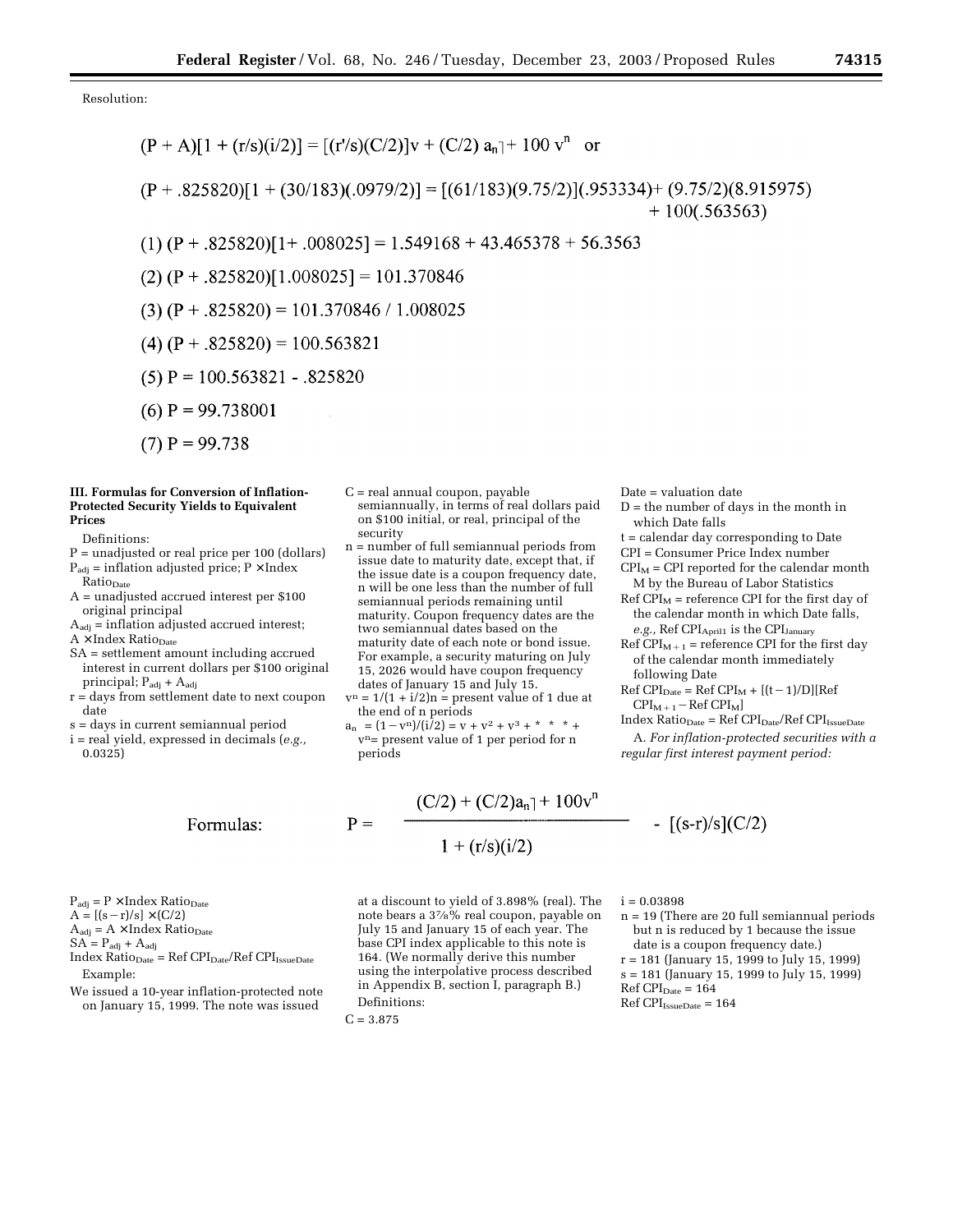Resolution:

$$(P + A)[1 + (r/s)(i/2)] = [(r'/s)(C/2)]v + (C/2)\, a_{\overline{n}|} + 100\, v^n \quad \text{or}$$

$$(P + .825820)[1 + (30/183)(.0979/2)] = [(61/183)(9.75/2)](.953334) + (9.75/2)(8.915975) + 100(.563563)$$

$$(1)\ (P + .825820)[1 + .008025] = 1.549168 + 43.465378 + 56.3563$$

$$(2)\ (P + .825820)[1.008025] = 101.370846$$

$$(3)\ (P + .825820) = 101.370846 / 1.008025$$

$$(4)\ (P + .825820) = 100.563821$$

$$(5)\ P = 100.563821 - .825820$$

$$(6)\ P = 99.738001$$

$$(7)\ P = 99.738$$

**III. Formulas for Conversion of Inflation-Protected Security Yields to Equivalent Prices**

Definitions:

P = unadjusted or real price per 100 (dollars)

$P_{adj}$ = inflation adjusted price; P × Index $Ratio_{Date}$

A = unadjusted accrued interest per $100 original principal

$A_{adj}$ = inflation adjusted accrued interest; A × Index $Ratio_{Date}$

SA = settlement amount including accrued interest in current dollars per $100 original principal; $P_{adj} + A_{adj}$

r = days from settlement date to next coupon date

s = days in current semiannual period

i = real yield, expressed in decimals (*e.g.,* 0.0325)

C = real annual coupon, payable semiannually, in terms of real dollars paid on $100 initial, or real, principal of the security

n = number of full semiannual periods from issue date to maturity date, except that, if the issue date is a coupon frequency date, n will be one less than the number of full semiannual periods remaining until maturity. Coupon frequency dates are the two semiannual dates based on the maturity date of each note or bond issue. For example, a security maturing on July 15, 2026 would have coupon frequency dates of January 15 and July 15.

$v^n = 1/(1 + i/2)^n$ = present value of 1 due at the end of n periods

$a_{\overline{n}|} = (1 - v^n)/(i/2) = v + v^2 + v^3 + * * * + v^n$ = present value of 1 per period for n periods

Date = valuation date

D = the number of days in the month in which Date falls

t = calendar day corresponding to Date

CPI = Consumer Price Index number

$CPI_M$ = CPI reported for the calendar month M by the Bureau of Labor Statistics

Ref $CPI_M$ = reference CPI for the first day of the calendar month in which Date falls, *e.g.,* Ref $CPI_{April1}$ is the $CPI_{January}$

Ref $CPI_{M+1}$ = reference CPI for the first day of the calendar month immediately following Date

Ref $CPI_{Date}$ = Ref $CPI_M$ + [(t − 1)/D][Ref $CPI_{M+1}$ − Ref $CPI_M$]

Index $Ratio_{Date}$ = Ref $CPI_{Date}$/Ref $CPI_{IssueDate}$

A. *For inflation-protected securities with a regular first interest payment period:*

Formulas:

$$P = \frac{(C/2) + (C/2)a_{\overline{n}|} + 100v^n}{1 + (r/s)(i/2)} - [(s-r)/s](C/2)$$

$P_{adj}$ = P × Index $Ratio_{Date}$

A = [(s − r)/s] × (C/2)

$A_{adj}$ = A × Index $Ratio_{Date}$

SA = $P_{adj} + A_{adj}$

Index $Ratio_{Date}$ = Ref $CPI_{Date}$/Ref $CPI_{IssueDate}$

Example:

We issued a 10-year inflation-protected note on January 15, 1999. The note was issued at a discount to yield of 3.898% (real). The note bears a 3⅞% real coupon, payable on July 15 and January 15 of each year. The base CPI index applicable to this note is 164. (We normally derive this number using the interpolative process described in Appendix B, section I, paragraph B.)

Definitions:

C = 3.875

i = 0.03898

n = 19 (There are 20 full semiannual periods but n is reduced by 1 because the issue date is a coupon frequency date.)

r = 181 (January 15, 1999 to July 15, 1999)

s = 181 (January 15, 1999 to July 15, 1999)

Ref $CPI_{Date}$ = 164

Ref $CPI_{IssueDate}$ = 164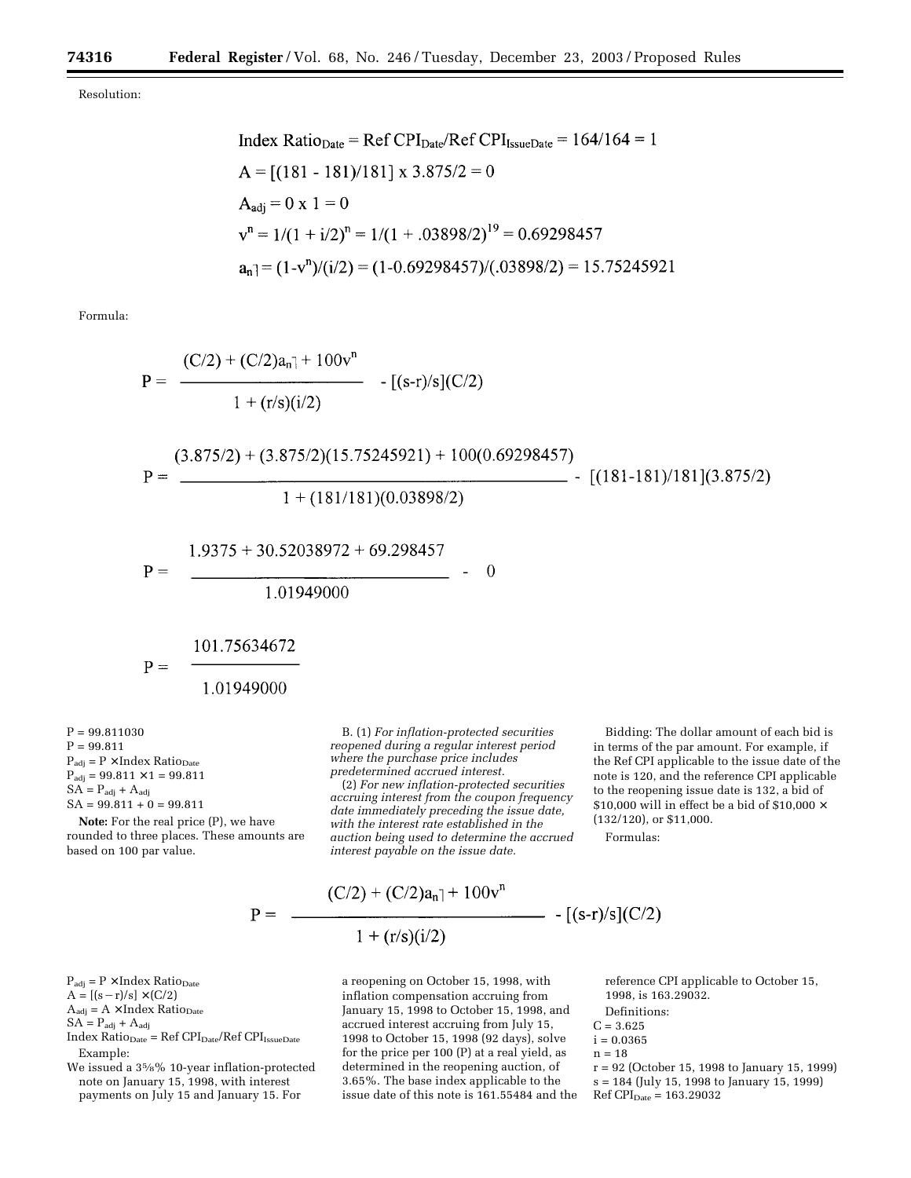Resolution:

$$\text{Index Ratio}_{Date} = \text{Ref CPI}_{Date}/\text{Ref CPI}_{IssueDate} = 164/164 = 1$$

$$A = [(181 - 181)/181] \times 3.875/2 = 0$$

$$A_{adj} = 0 \times 1 = 0$$

$$v^n = 1/(1 + i/2)^n = 1/(1 + .03898/2)^{19} = 0.69298457$$

$$a_{\overline{n}|} = (1-v^n)/(i/2) = (1-0.69298457)/(.03898/2) = 15.75245921$$

Formula:

$$P = \frac{(C/2) + (C/2)a_{\overline{n}|} + 100v^n}{1 + (r/s)(i/2)} - [(s\text{-}r)/s](C/2)$$

$$P = \frac{(3.875/2) + (3.875/2)(15.75245921) + 100(0.69298457)}{1 + (181/181)(0.03898/2)} - [(181\text{-}181)/181](3.875/2)$$

$$P = \frac{1.9375 + 30.52038972 + 69.298457}{1.01949000} - 0$$

$$P = \frac{101.75634672}{1.01949000}$$

P = 99.811030
P = 99.811
$P_{adj} = P \times \text{Index Ratio}_{Date}$
$P_{adj} = 99.811 \times 1 = 99.811$
$SA = P_{adj} + A_{adj}$
$SA = 99.811 + 0 = 99.811$

**Note:** For the real price (P), we have rounded to three places. These amounts are based on 100 par value.

B. (1) *For inflation-protected securities reopened during a regular interest period where the purchase price includes predetermined accrued interest.*

(2) *For new inflation-protected securities accruing interest from the coupon frequency date immediately preceding the issue date, with the interest rate established in the auction being used to determine the accrued interest payable on the issue date.*

Bidding: The dollar amount of each bid is in terms of the par amount. For example, if the Ref CPI applicable to the issue date of the note is 120, and the reference CPI applicable to the reopening issue date is 132, a bid of $10,000 will in effect be a bid of $10,000 × (132/120), or $11,000.

Formulas:

$$P = \frac{(C/2) + (C/2)a_{\overline{n}|} + 100v^n}{1 + (r/s)(i/2)} - [(s\text{-}r)/s](C/2)$$

$P_{adj} = P \times \text{Index Ratio}_{Date}$
$A = [(s-r)/s] \times (C/2)$
$A_{adj} = A \times \text{Index Ratio}_{Date}$
$SA = P_{adj} + A_{adj}$
$\text{Index Ratio}_{Date} = \text{Ref CPI}_{Date}/\text{Ref CPI}_{IssueDate}$

Example:

We issued a 3⅝% 10-year inflation-protected note on January 15, 1998, with interest payments on July 15 and January 15. For a reopening on October 15, 1998, with inflation compensation accruing from January 15, 1998 to October 15, 1998, and accrued interest accruing from July 15, 1998 to October 15, 1998 (92 days), solve for the price per 100 (P) at a real yield, as determined in the reopening auction, of 3.65%. The base index applicable to the issue date of this note is 161.55484 and the reference CPI applicable to October 15, 1998, is 163.29032.

Definitions:

C = 3.625
i = 0.0365
n = 18
r = 92 (October 15, 1998 to January 15, 1999)
s = 184 (July 15, 1998 to January 15, 1999)
$\text{Ref CPI}_{Date} = 163.29032$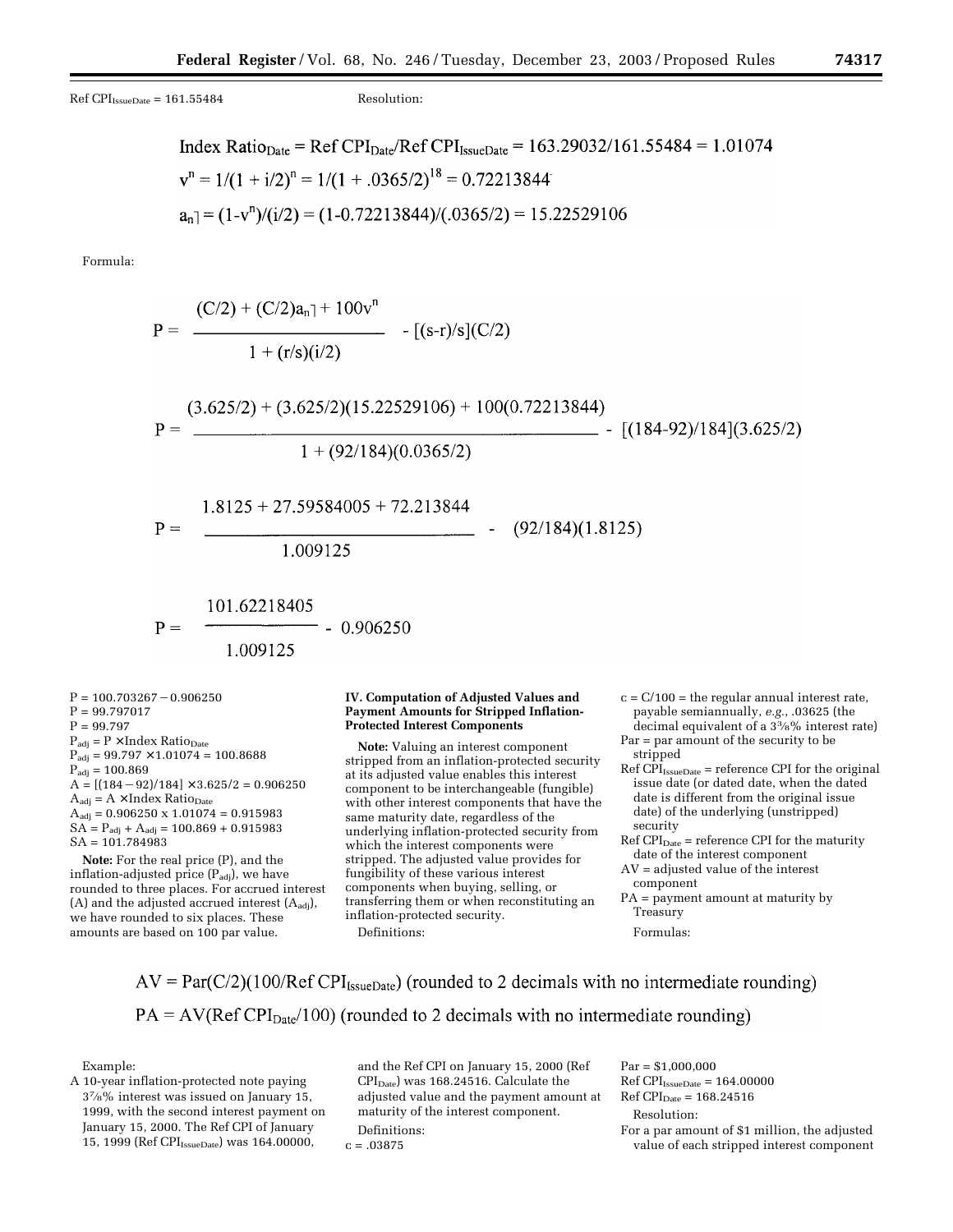$\text{Ref CPI}_{\text{IssueDate}} = 161.55484$

Resolution:

$$\text{Index Ratio}_{\text{Date}} = \text{Ref CPI}_{\text{Date}}/\text{Ref CPI}_{\text{IssueDate}} = 163.29032/161.55484 = 1.01074$$

$$v^n = 1/(1 + i/2)^n = 1/(1 + .0365/2)^{18} = 0.72213844$$

$$a_{\overline{n}|} = (1-v^n)/(i/2) = (1-0.72213844)/(.0365/2) = 15.22529106$$

Formula:

$$P = \frac{(C/2) + (C/2)a_{\overline{n}|} + 100v^n}{1 + (r/s)(i/2)} - [(s-r)/s](C/2)$$

$$P = \frac{(3.625/2) + (3.625/2)(15.22529106) + 100(0.72213844)}{1 + (92/184)(0.0365/2)} - [(184-92)/184](3.625/2)$$

$$P = \frac{1.8125 + 27.59584005 + 72.213844}{1.009125} - (92/184)(1.8125)$$

$$P = \frac{101.62218405}{1.009125} - 0.906250$$

$P = 100.703267 - 0.906250$
$P = 99.797017$
$P = 99.797$
$P_{adj} = P \times \text{Index Ratio}_{\text{Date}}$
$P_{adj} = 99.797 \times 1.01074 = 100.8688$
$P_{adj} = 100.869$
$A = [(184 - 92)/184] \times 3.625/2 = 0.906250$
$A_{adj} = A \times \text{Index Ratio}_{\text{Date}}$
$A_{adj} = 0.906250 \times 1.01074 = 0.915983$
$SA = P_{adj} + A_{adj} = 100.869 + 0.915983$
$SA = 101.784983$

**Note:** For the real price (P), and the inflation-adjusted price ($P_{adj}$), we have rounded to three places. For accrued interest (A) and the adjusted accrued interest ($A_{adj}$), we have rounded to six places. These amounts are based on 100 par value.

### IV. Computation of Adjusted Values and Payment Amounts for Stripped Inflation-Protected Interest Components

**Note:** Valuing an interest component stripped from an inflation-protected security at its adjusted value enables this interest component to be interchangeable (fungible) with other interest components that have the same maturity date, regardless of the underlying inflation-protected security from which the interest components were stripped. The adjusted value provides for fungibility of these various interest components when buying, selling, or transferring them or when reconstituting an inflation-protected security.

Definitions:

c = C/100 = the regular annual interest rate, payable semiannually, *e.g.*, .03625 (the decimal equivalent of a 3⅝% interest rate)
Par = par amount of the security to be stripped
$\text{Ref CPI}_{\text{IssueDate}}$ = reference CPI for the original issue date (or dated date, when the dated date is different from the original issue date) of the underlying (unstripped) security
$\text{Ref CPI}_{\text{Date}}$ = reference CPI for the maturity date of the interest component
AV = adjusted value of the interest component
PA = payment amount at maturity by Treasury

Formulas:

$$AV = \text{Par}(C/2)(100/\text{Ref CPI}_{\text{IssueDate}}) \text{ (rounded to 2 decimals with no intermediate rounding)}$$

$$PA = AV(\text{Ref CPI}_{\text{Date}}/100) \text{ (rounded to 2 decimals with no intermediate rounding)}$$

Example:

A 10-year inflation-protected note paying 3⅞% interest was issued on January 15, 1999, with the second interest payment on January 15, 2000. The Ref CPI of January 15, 1999 ($\text{Ref CPI}_{\text{IssueDate}}$) was 164.00000, and the Ref CPI on January 15, 2000 ($\text{Ref CPI}_{\text{Date}}$) was 168.24516. Calculate the adjusted value and the payment amount at maturity of the interest component.

Definitions:

c = .03875
Par = $1,000,000
$\text{Ref CPI}_{\text{IssueDate}} = 164.00000$
$\text{Ref CPI}_{\text{Date}} = 168.24516$

Resolution:

For a par amount of $1 million, the adjusted value of each stripped interest component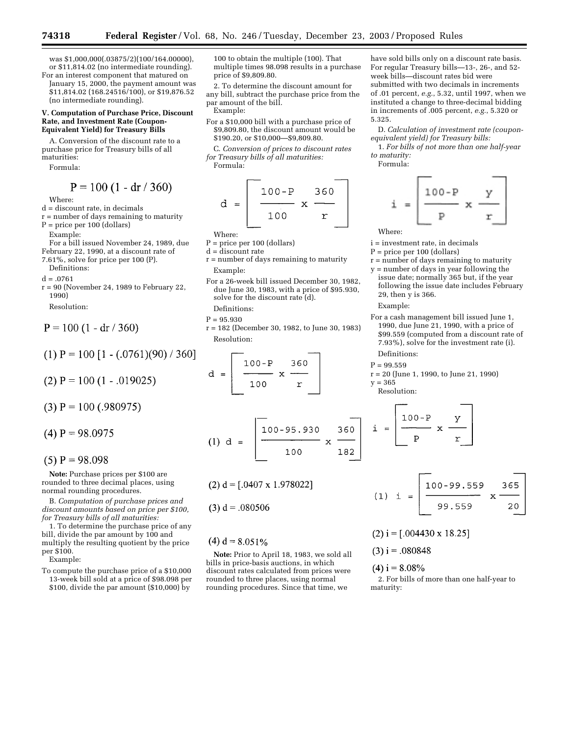was $1,000,000(.03875/2)(100/164.00000), or $11,814.02 (no intermediate rounding).

For an interest component that matured on January 15, 2000, the payment amount was $11,814.02 (168.24516/100), or $19,876.52 (no intermediate rounding).

**V. Computation of Purchase Price, Discount Rate, and Investment Rate (Coupon-Equivalent Yield) for Treasury Bills**

A. Conversion of the discount rate to a purchase price for Treasury bills of all maturities:

Formula:

$$P = 100\,(1 - dr / 360)$$

Where:

d = discount rate, in decimals
r = number of days remaining to maturity
P = price per 100 (dollars)

Example:

For a bill issued November 24, 1989, due February 22, 1990, at a discount rate of 7.61%, solve for price per 100 (P).

Definitions:

d = .0761
r = 90 (November 24, 1989 to February 22, 1990)

Resolution:

$$P = 100\,(1 - dr / 360)$$

$$(1)\ P = 100\,[1 - (.0761)(90) / 360]$$

$$(2)\ P = 100\,(1 - .019025)$$

$$(3)\ P = 100\,(.980975)$$

$$(4)\ P = 98.0975$$

$$(5)\ P = 98.098$$

**Note:** Purchase prices per $100 are rounded to three decimal places, using normal rounding procedures.

B. *Computation of purchase prices and discount amounts based on price per $100, for Treasury bills of all maturities:*

1. To determine the purchase price of any bill, divide the par amount by 100 and multiply the resulting quotient by the price per $100.

Example:

To compute the purchase price of a $10,000 13-week bill sold at a price of $98.098 per $100, divide the par amount ($10,000) by 100 to obtain the multiple (100). That multiple times 98.098 results in a purchase price of $9,809.80.

2. To determine the discount amount for any bill, subtract the purchase price from the par amount of the bill.

Example:

For a $10,000 bill with a purchase price of $9,809.80, the discount amount would be $190.20, or $10,000—$9,809.80.

C. *Conversion of prices to discount rates for Treasury bills of all maturities:*

Formula:

$$d = \left[\frac{100 - P}{100} \times \frac{360}{r}\right]$$

Where:

P = price per 100 (dollars)
d = discount rate
r = number of days remaining to maturity

Example:

For a 26-week bill issued December 30, 1982, due June 30, 1983, with a price of $95.930, solve for the discount rate (d).

Definitions:

P = 95.930
r = 182 (December 30, 1982, to June 30, 1983)

Resolution:

$$d = \left[\frac{100 - P}{100} \times \frac{360}{r}\right]$$

$$(1)\ d = \left[\frac{100 - 95.930}{100} \times \frac{360}{182}\right]$$

$$(2)\ d = [.0407 \times 1.978022]$$

$$(3)\ d = .080506$$

$$(4)\ d = 8.051\%$$

**Note:** Prior to April 18, 1983, we sold all bills in price-basis auctions, in which discount rates calculated from prices were rounded to three places, using normal rounding procedures. Since that time, we have sold bills only on a discount rate basis. For regular Treasury bills—13-, 26-, and 52-week bills—discount rates bid were submitted with two decimals in increments of .01 percent, *e.g.*, 5.32, until 1997, when we instituted a change to three-decimal bidding in increments of .005 percent, *e.g.*, 5.320 or 5.325.

D. *Calculation of investment rate (coupon-equivalent yield) for Treasury bills:*

1. *For bills of not more than one half-year to maturity:*

Formula:

$$i = \left[\frac{100 - P}{P} \times \frac{y}{r}\right]$$

Where:

i = investment rate, in decimals
P = price per 100 (dollars)
r = number of days remaining to maturity
y = number of days in year following the issue date; normally 365 but, if the year following the issue date includes February 29, then y is 366.

Example:

For a cash management bill issued June 1, 1990, due June 21, 1990, with a price of $99.559 (computed from a discount rate of 7.93%), solve for the investment rate (i).

Definitions:

P = 99.559
r = 20 (June 1, 1990, to June 21, 1990)
y = 365

Resolution:

$$i = \left[\frac{100 - P}{P} \times \frac{y}{r}\right]$$

$$(1)\ i = \left[\frac{100 - 99.559}{99.559} \times \frac{365}{20}\right]$$

$$(2)\ i = [.004430 \times 18.25]$$

$$(3)\ i = .080848$$

$$(4)\ i = 8.08\%$$

2. For bills of more than one half-year to maturity: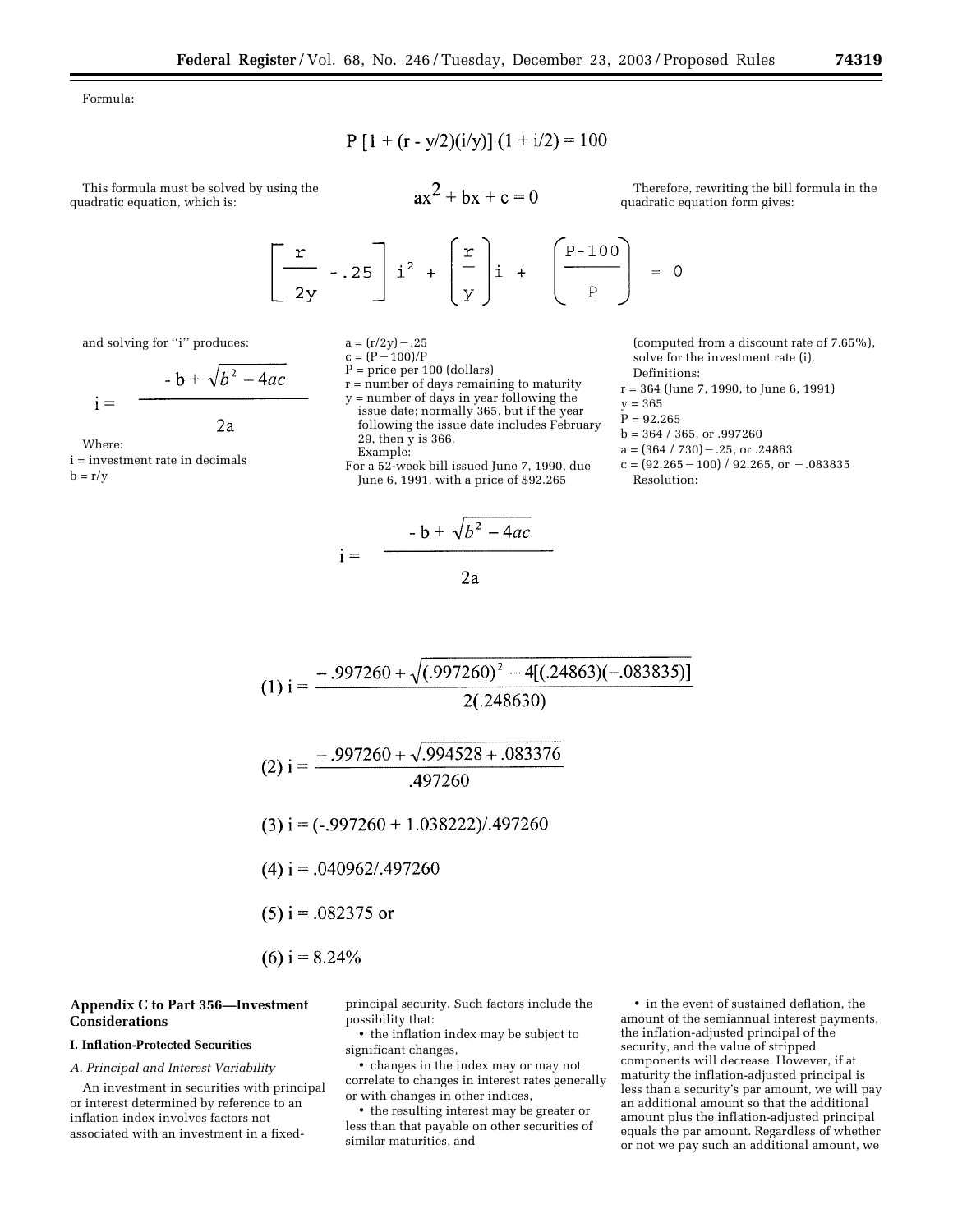Formula:

$$P\,[1 + (r - y/2)(i/y)]\,(1 + i/2) = 100$$

This formula must be solved by using the quadratic equation, which is:

$$ax^2 + bx + c = 0$$

Therefore, rewriting the bill formula in the quadratic equation form gives:

$$\left[\frac{r}{2y} - .25\right] i^2 + \left(\frac{r}{y}\right) i + \left(\frac{P-100}{P}\right) = 0$$

and solving for "i" produces:

$$i = \frac{-b + \sqrt{b^2 - 4ac}}{2a}$$

Where:

i = investment rate in decimals
b = r/y
a = (r/2y) − .25
c = (P − 100)/P
P = price per 100 (dollars)
r = number of days remaining to maturity
y = number of days in year following the issue date; normally 365, but if the year following the issue date includes February 29, then y is 366.

Example:

For a 52-week bill issued June 7, 1990, due June 6, 1991, with a price of $92.265 (computed from a discount rate of 7.65%), solve for the investment rate (i).

Definitions:

r = 364 (June 7, 1990, to June 6, 1991)
y = 365
P = 92.265
b = 364 / 365, or .997260
a = (364 / 730) − .25, or .24863
c = (92.265 − 100) / 92.265, or −.083835

Resolution:

$$i = \frac{-b + \sqrt{b^2 - 4ac}}{2a}$$

$$(1)\ i = \frac{-.997260 + \sqrt{(.997260)^2 - 4[(.24863)(-.083835)]}}{2(.248630)}$$

$$(2)\ i = \frac{-.997260 + \sqrt{.994528 + .083376}}{.497260}$$

$$(3)\ i = (-.997260 + 1.038222)/.497260$$

$$(4)\ i = .040962/.497260$$

$$(5)\ i = .082375 \text{ or}$$

$$(6)\ i = 8.24\%$$

## Appendix C to Part 356—Investment Considerations

### I. Inflation-Protected Securities

*A. Principal and Interest Variability*

An investment in securities with principal or interest determined by reference to an inflation index involves factors not associated with an investment in a fixed-principal security. Such factors include the possibility that:

- the inflation index may be subject to significant changes,
- changes in the index may or may not correlate to changes in interest rates generally or with changes in other indices,
- the resulting interest may be greater or less than that payable on other securities of similar maturities, and
- in the event of sustained deflation, the amount of the semiannual interest payments, the inflation-adjusted principal of the security, and the value of stripped components will decrease. However, if at maturity the inflation-adjusted principal is less than a security's par amount, we will pay an additional amount so that the additional amount plus the inflation-adjusted principal equals the par amount. Regardless of whether or not we pay such an additional amount, we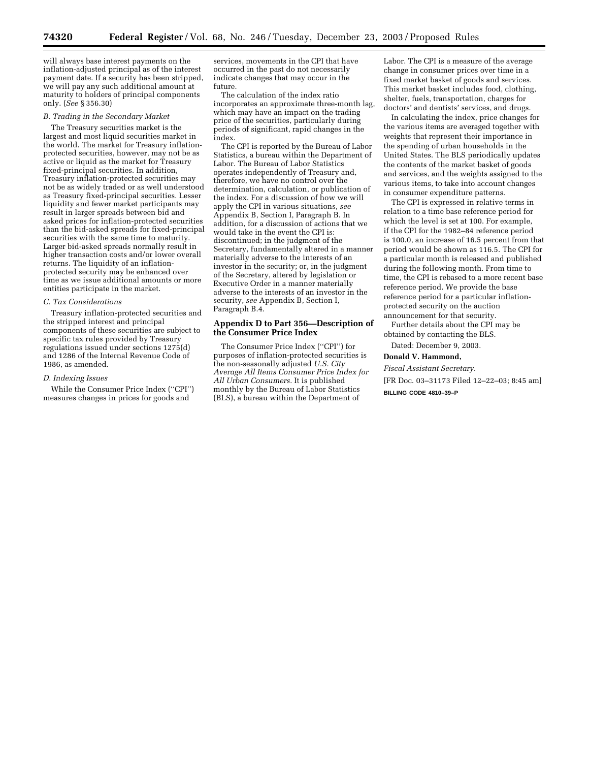will always base interest payments on the inflation-adjusted principal as of the interest payment date. If a security has been stripped, we will pay any such additional amount at maturity to holders of principal components only. (*See* § 356.30)

*B. Trading in the Secondary Market*

The Treasury securities market is the largest and most liquid securities market in the world. The market for Treasury inflation-protected securities, however, may not be as active or liquid as the market for Treasury fixed-principal securities. In addition, Treasury inflation-protected securities may not be as widely traded or as well understood as Treasury fixed-principal securities. Lesser liquidity and fewer market participants may result in larger spreads between bid and asked prices for inflation-protected securities than the bid-asked spreads for fixed-principal securities with the same time to maturity. Larger bid-asked spreads normally result in higher transaction costs and/or lower overall returns. The liquidity of an inflation-protected security may be enhanced over time as we issue additional amounts or more entities participate in the market.

*C. Tax Considerations*

Treasury inflation-protected securities and the stripped interest and principal components of these securities are subject to specific tax rules provided by Treasury regulations issued under sections 1275(d) and 1286 of the Internal Revenue Code of 1986, as amended.

*D. Indexing Issues*

While the Consumer Price Index (''CPI'') measures changes in prices for goods and services, movements in the CPI that have occurred in the past do not necessarily indicate changes that may occur in the future.

The calculation of the index ratio incorporates an approximate three-month lag, which may have an impact on the trading price of the securities, particularly during periods of significant, rapid changes in the index.

The CPI is reported by the Bureau of Labor Statistics, a bureau within the Department of Labor. The Bureau of Labor Statistics operates independently of Treasury and, therefore, we have no control over the determination, calculation, or publication of the index. For a discussion of how we will apply the CPI in various situations, *see* Appendix B, Section I, Paragraph B. In addition, for a discussion of actions that we would take in the event the CPI is: discontinued; in the judgment of the Secretary, fundamentally altered in a manner materially adverse to the interests of an investor in the security; or, in the judgment of the Secretary, altered by legislation or Executive Order in a manner materially adverse to the interests of an investor in the security, *see* Appendix B, Section I, Paragraph B.4.

## Appendix D to Part 356—Description of the Consumer Price Index

The Consumer Price Index (''CPI'') for purposes of inflation-protected securities is the non-seasonally adjusted *U.S. City Average All Items Consumer Price Index for All Urban Consumers.* It is published monthly by the Bureau of Labor Statistics (BLS), a bureau within the Department of Labor. The CPI is a measure of the average change in consumer prices over time in a fixed market basket of goods and services. This market basket includes food, clothing, shelter, fuels, transportation, charges for doctors' and dentists' services, and drugs.

In calculating the index, price changes for the various items are averaged together with weights that represent their importance in the spending of urban households in the United States. The BLS periodically updates the contents of the market basket of goods and services, and the weights assigned to the various items, to take into account changes in consumer expenditure patterns.

The CPI is expressed in relative terms in relation to a time base reference period for which the level is set at 100. For example, if the CPI for the 1982–84 reference period is 100.0, an increase of 16.5 percent from that period would be shown as 116.5. The CPI for a particular month is released and published during the following month. From time to time, the CPI is rebased to a more recent base reference period. We provide the base reference period for a particular inflation-protected security on the auction announcement for that security.

Further details about the CPI may be obtained by contacting the BLS.

Dated: December 9, 2003.

**Donald V. Hammond,**

*Fiscal Assistant Secretary.*

[FR Doc. 03–31173 Filed 12–22–03; 8:45 am]

**BILLING CODE 4810–39–P**